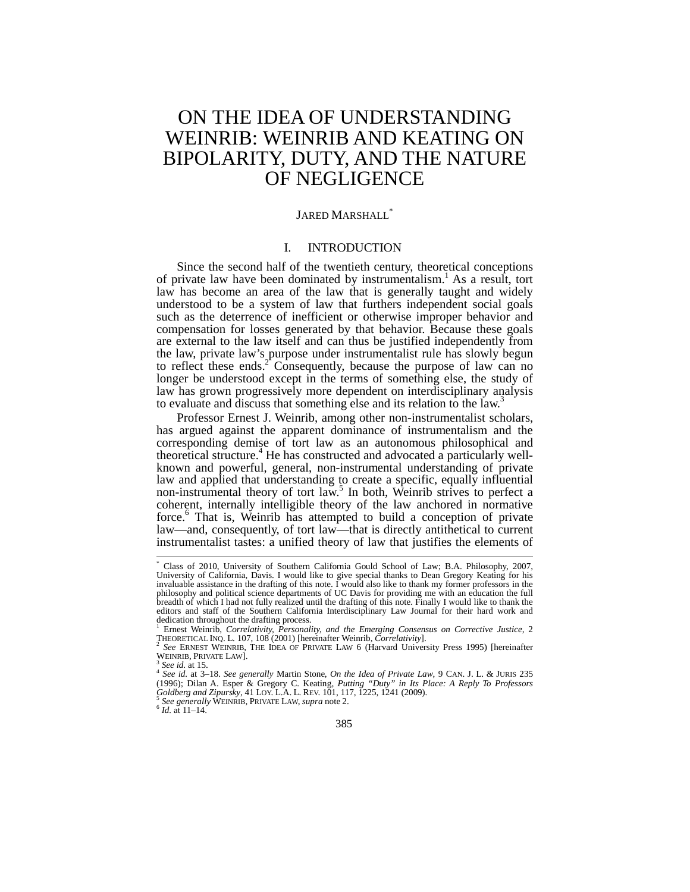# ON THE IDEA OF UNDERSTANDING WEINRIB: WEINRIB AND KEATING ON BIPOLARITY, DUTY, AND THE NATURE OF NEGLIGENCE

JARED MARSHALL[*]

## I. INTRODUCTION

Since the second half of the twentieth century, theoretical conceptions of private law have been dominated by instrumentalism.[1] As a result, tort law has become an area of the law that is generally taught and widely understood to be a system of law that furthers independent social goals such as the deterrence of inefficient or otherwise improper behavior and compensation for losses generated by that behavior. Because these goals are external to the law itself and can thus be justified independently from the law, private law's purpose under instrumentalist rule has slowly begun to reflect these ends.[2] Consequently, because the purpose of law can no longer be understood except in the terms of something else, the study of law has grown progressively more dependent on interdisciplinary analysis to evaluate and discuss that something else and its relation to the law.[3]

Professor Ernest J. Weinrib, among other non-instrumentalist scholars, has argued against the apparent dominance of instrumentalism and the corresponding demise of tort law as an autonomous philosophical and theoretical structure.[4] He has constructed and advocated a particularly well-known and powerful, general, non-instrumental understanding of private law and applied that understanding to create a specific, equally influential non-instrumental theory of tort law.[5] In both, Weinrib strives to perfect a coherent, internally intelligible theory of the law anchored in normative force.[6] That is, Weinrib has attempted to build a conception of private law—and, consequently, of tort law—that is directly antithetical to current instrumentalist tastes: a unified theory of law that justifies the elements of

---

[*] Class of 2010, University of Southern California Gould School of Law; B.A. Philosophy, 2007, University of California, Davis. I would like to give special thanks to Dean Gregory Keating for his invaluable assistance in the drafting of this note. I would also like to thank my former professors in the philosophy and political science departments of UC Davis for providing me with an education the full breadth of which I had not fully realized until the drafting of this note. Finally I would like to thank the editors and staff of the Southern California Interdisciplinary Law Journal for their hard work and dedication throughout the drafting process.

[1] Ernest Weinrib, *Correlativity, Personality, and the Emerging Consensus on Corrective Justice*, 2 THEORETICAL INQ. L. 107, 108 (2001) [hereinafter Weinrib, *Correlativity*].

[2] *See* ERNEST WEINRIB, THE IDEA OF PRIVATE LAW 6 (Harvard University Press 1995) [hereinafter WEINRIB, PRIVATE LAW].

[3] *See id.* at 15.

[4] *See id.* at 3–18. *See generally* Martin Stone, *On the Idea of Private Law*, 9 CAN. J. L. & JURIS 235 (1996); Dilan A. Esper & Gregory C. Keating, *Putting "Duty" in Its Place: A Reply To Professors Goldberg and Zipursky*, 41 LOY. L.A. L. REV. 101, 117, 1225, 1241 (2009).

[5] *See generally* WEINRIB, PRIVATE LAW, *supra* note 2.

[6] *Id.* at 11–14.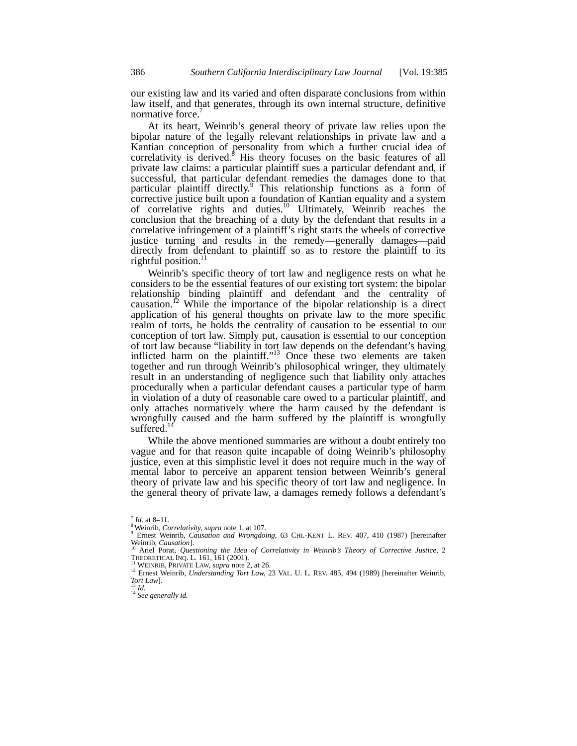our existing law and its varied and often disparate conclusions from within law itself, and that generates, through its own internal structure, definitive normative force.[7]

At its heart, Weinrib's general theory of private law relies upon the bipolar nature of the legally relevant relationships in private law and a Kantian conception of personality from which a further crucial idea of correlativity is derived.[8] His theory focuses on the basic features of all private law claims: a particular plaintiff sues a particular defendant and, if successful, that particular defendant remedies the damages done to that particular plaintiff directly.[9] This relationship functions as a form of corrective justice built upon a foundation of Kantian equality and a system of correlative rights and duties.[10] Ultimately, Weinrib reaches the conclusion that the breaching of a duty by the defendant that results in a correlative infringement of a plaintiff's right starts the wheels of corrective justice turning and results in the remedy—generally damages—paid directly from defendant to plaintiff so as to restore the plaintiff to its rightful position.[11]

Weinrib's specific theory of tort law and negligence rests on what he considers to be the essential features of our existing tort system: the bipolar relationship binding plaintiff and defendant and the centrality of causation.[12] While the importance of the bipolar relationship is a direct application of his general thoughts on private law to the more specific realm of torts, he holds the centrality of causation to be essential to our conception of tort law. Simply put, causation is essential to our conception of tort law because "liability in tort law depends on the defendant's having inflicted harm on the plaintiff."[13] Once these two elements are taken together and run through Weinrib's philosophical wringer, they ultimately result in an understanding of negligence such that liability only attaches procedurally when a particular defendant causes a particular type of harm in violation of a duty of reasonable care owed to a particular plaintiff, and only attaches normatively where the harm caused by the defendant is wrongfully caused and the harm suffered by the plaintiff is wrongfully suffered.[14]

While the above mentioned summaries are without a doubt entirely too vague and for that reason quite incapable of doing Weinrib's philosophy justice, even at this simplistic level it does not require much in the way of mental labor to perceive an apparent tension between Weinrib's general theory of private law and his specific theory of tort law and negligence. In the general theory of private law, a damages remedy follows a defendant's

---

[7] *Id.* at 8–11.

[8] Weinrib, *Correlativity*, *supra* note 1, at 107.

[9] Ernest Weinrib, *Causation and Wrongdoing*, 63 CHI.-KENT L. REV. 407, 410 (1987) [hereinafter Weinrib, *Causation*].

[10] Ariel Porat, *Questioning the Idea of Correlativity in Weinrib's Theory of Corrective Justice*, 2 THEORETICAL INQ. L. 161, 161 (2001).

[11] WEINRIB, PRIVATE LAW, *supra* note 2, at 26.

[12] Ernest Weinrib, *Understanding Tort Law*, 23 VAL. U. L. REV. 485, 494 (1989) [hereinafter Weinrib, *Tort Law*].

[13] *Id.*

[14] *See generally id.*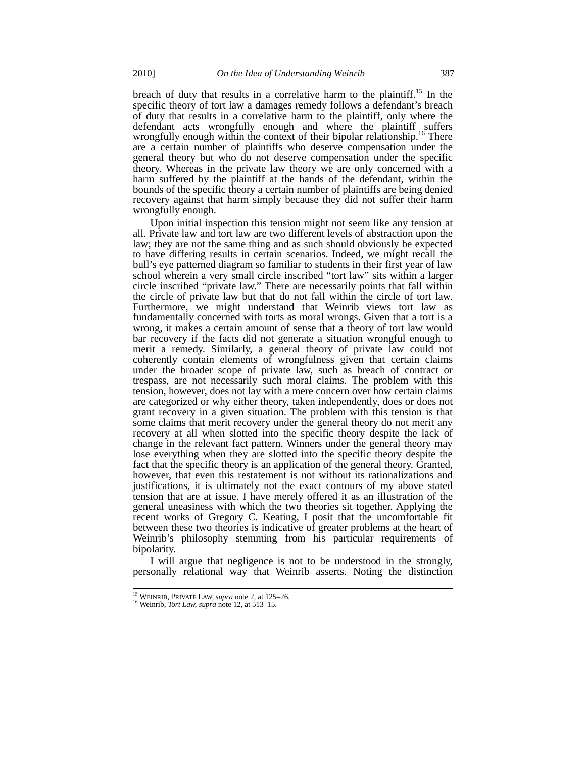breach of duty that results in a correlative harm to the plaintiff.[15] In the specific theory of tort law a damages remedy follows a defendant's breach of duty that results in a correlative harm to the plaintiff, only where the defendant acts wrongfully enough and where the plaintiff suffers wrongfully enough within the context of their bipolar relationship.[16] There are a certain number of plaintiffs who deserve compensation under the general theory but who do not deserve compensation under the specific theory. Whereas in the private law theory we are only concerned with a harm suffered by the plaintiff at the hands of the defendant, within the bounds of the specific theory a certain number of plaintiffs are being denied recovery against that harm simply because they did not suffer their harm wrongfully enough.

Upon initial inspection this tension might not seem like any tension at all. Private law and tort law are two different levels of abstraction upon the law; they are not the same thing and as such should obviously be expected to have differing results in certain scenarios. Indeed, we might recall the bull's eye patterned diagram so familiar to students in their first year of law school wherein a very small circle inscribed "tort law" sits within a larger circle inscribed "private law." There are necessarily points that fall within the circle of private law but that do not fall within the circle of tort law. Furthermore, we might understand that Weinrib views tort law as fundamentally concerned with torts as moral wrongs. Given that a tort is a wrong, it makes a certain amount of sense that a theory of tort law would bar recovery if the facts did not generate a situation wrongful enough to merit a remedy. Similarly, a general theory of private law could not coherently contain elements of wrongfulness given that certain claims under the broader scope of private law, such as breach of contract or trespass, are not necessarily such moral claims. The problem with this tension, however, does not lay with a mere concern over how certain claims are categorized or why either theory, taken independently, does or does not grant recovery in a given situation. The problem with this tension is that some claims that merit recovery under the general theory do not merit any recovery at all when slotted into the specific theory despite the lack of change in the relevant fact pattern. Winners under the general theory may lose everything when they are slotted into the specific theory despite the fact that the specific theory is an application of the general theory. Granted, however, that even this restatement is not without its rationalizations and justifications, it is ultimately not the exact contours of my above stated tension that are at issue. I have merely offered it as an illustration of the general uneasiness with which the two theories sit together. Applying the recent works of Gregory C. Keating, I posit that the uncomfortable fit between these two theories is indicative of greater problems at the heart of Weinrib's philosophy stemming from his particular requirements of bipolarity.

I will argue that negligence is not to be understood in the strongly, personally relational way that Weinrib asserts. Noting the distinction

---

[15] WEINRIB, PRIVATE LAW, *supra* note 2, at 125–26.

[16] Weinrib, *Tort Law*, *supra* note 12, at 513–15.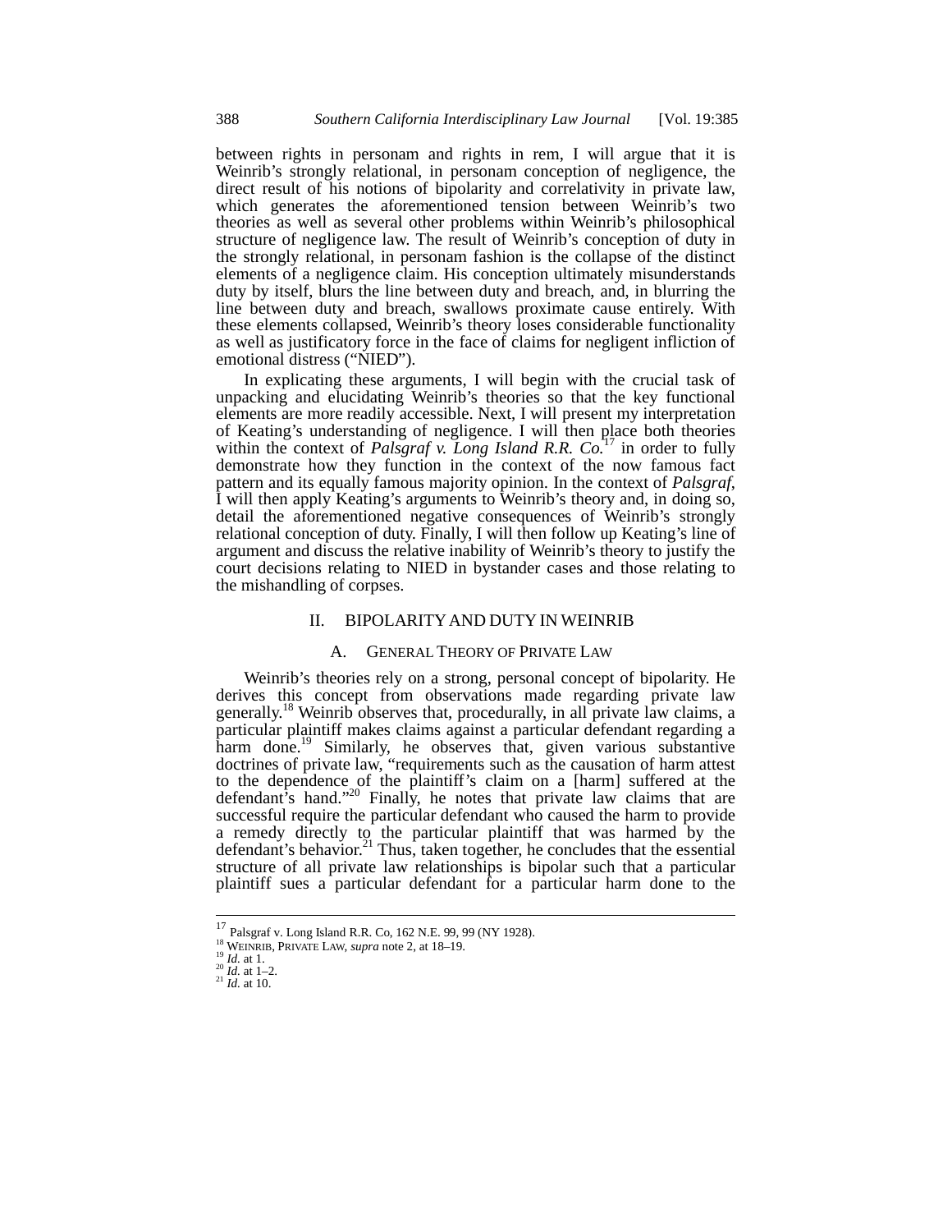between rights in personam and rights in rem, I will argue that it is Weinrib's strongly relational, in personam conception of negligence, the direct result of his notions of bipolarity and correlativity in private law, which generates the aforementioned tension between Weinrib's two theories as well as several other problems within Weinrib's philosophical structure of negligence law. The result of Weinrib's conception of duty in the strongly relational, in personam fashion is the collapse of the distinct elements of a negligence claim. His conception ultimately misunderstands duty by itself, blurs the line between duty and breach, and, in blurring the line between duty and breach, swallows proximate cause entirely. With these elements collapsed, Weinrib's theory loses considerable functionality as well as justificatory force in the face of claims for negligent infliction of emotional distress ("NIED").

In explicating these arguments, I will begin with the crucial task of unpacking and elucidating Weinrib's theories so that the key functional elements are more readily accessible. Next, I will present my interpretation of Keating's understanding of negligence. I will then place both theories within the context of *Palsgraf v. Long Island R.R. Co.*[17] in order to fully demonstrate how they function in the context of the now famous fact pattern and its equally famous majority opinion. In the context of *Palsgraf*, I will then apply Keating's arguments to Weinrib's theory and, in doing so, detail the aforementioned negative consequences of Weinrib's strongly relational conception of duty. Finally, I will then follow up Keating's line of argument and discuss the relative inability of Weinrib's theory to justify the court decisions relating to NIED in bystander cases and those relating to the mishandling of corpses.

## II. BIPOLARITY AND DUTY IN WEINRIB

### A. GENERAL THEORY OF PRIVATE LAW

Weinrib's theories rely on a strong, personal concept of bipolarity. He derives this concept from observations made regarding private law generally.[18] Weinrib observes that, procedurally, in all private law claims, a particular plaintiff makes claims against a particular defendant regarding a harm done.[19] Similarly, he observes that, given various substantive doctrines of private law, "requirements such as the causation of harm attest to the dependence of the plaintiff's claim on a [harm] suffered at the defendant's hand."[20] Finally, he notes that private law claims that are successful require the particular defendant who caused the harm to provide a remedy directly to the particular plaintiff that was harmed by the defendant's behavior.[21] Thus, taken together, he concludes that the essential structure of all private law relationships is bipolar such that a particular plaintiff sues a particular defendant for a particular harm done to the

---

[17] Palsgraf v. Long Island R.R. Co, 162 N.E. 99, 99 (NY 1928).
[18] WEINRIB, PRIVATE LAW, *supra* note 2, at 18–19.
[19] *Id.* at 1.
[20] *Id.* at 1–2.
[21] *Id.* at 10.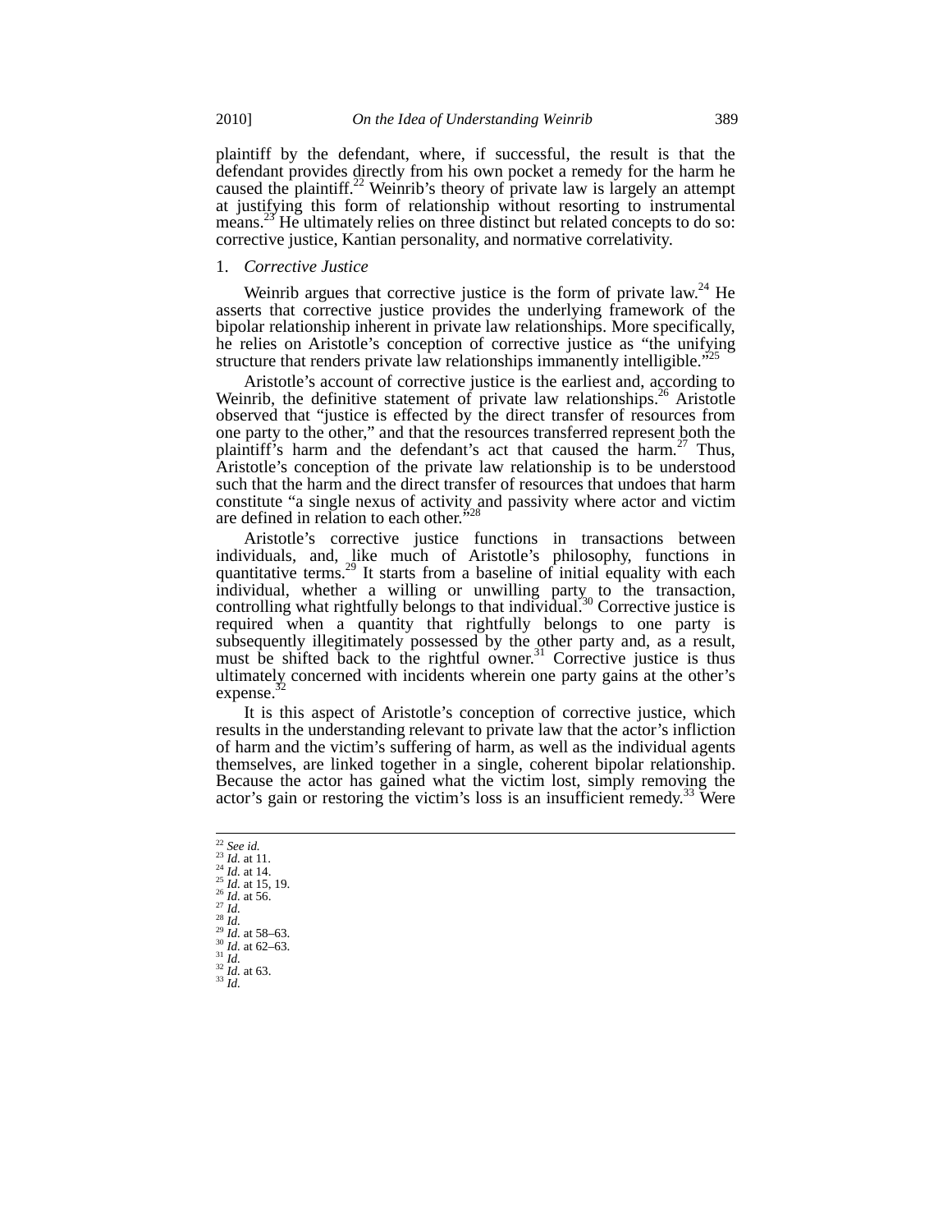plaintiff by the defendant, where, if successful, the result is that the defendant provides directly from his own pocket a remedy for the harm he caused the plaintiff.[22] Weinrib's theory of private law is largely an attempt at justifying this form of relationship without resorting to instrumental means.[23] He ultimately relies on three distinct but related concepts to do so: corrective justice, Kantian personality, and normative correlativity.

### 1. *Corrective Justice*

Weinrib argues that corrective justice is the form of private law.[24] He asserts that corrective justice provides the underlying framework of the bipolar relationship inherent in private law relationships. More specifically, he relies on Aristotle's conception of corrective justice as "the unifying structure that renders private law relationships immanently intelligible."[25]

Aristotle's account of corrective justice is the earliest and, according to Weinrib, the definitive statement of private law relationships.[26] Aristotle observed that "justice is effected by the direct transfer of resources from one party to the other," and that the resources transferred represent both the plaintiff's harm and the defendant's act that caused the harm.[27] Thus, Aristotle's conception of the private law relationship is to be understood such that the harm and the direct transfer of resources that undoes that harm constitute "a single nexus of activity and passivity where actor and victim are defined in relation to each other."[28]

Aristotle's corrective justice functions in transactions between individuals, and, like much of Aristotle's philosophy, functions in quantitative terms.[29] It starts from a baseline of initial equality with each individual, whether a willing or unwilling party to the transaction, controlling what rightfully belongs to that individual.[30] Corrective justice is required when a quantity that rightfully belongs to one party is subsequently illegitimately possessed by the other party and, as a result, must be shifted back to the rightful owner.[31] Corrective justice is thus ultimately concerned with incidents wherein one party gains at the other's expense.[32]

It is this aspect of Aristotle's conception of corrective justice, which results in the understanding relevant to private law that the actor's infliction of harm and the victim's suffering of harm, as well as the individual agents themselves, are linked together in a single, coherent bipolar relationship. Because the actor has gained what the victim lost, simply removing the actor's gain or restoring the victim's loss is an insufficient remedy.[33] Were

---

[22] *See id.*
[23] *Id.* at 11.
[24] *Id.* at 14.
[25] *Id.* at 15, 19.
[26] *Id.* at 56.
[27] *Id.*
[28] *Id.*
[29] *Id.* at 58–63.
[30] *Id.* at 62–63.
[31] *Id.*
[32] *Id.* at 63.
[33] *Id.*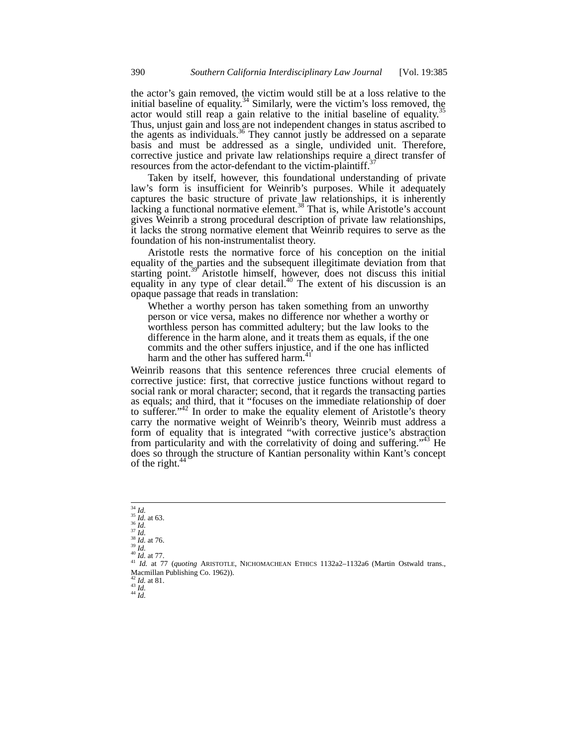the actor's gain removed, the victim would still be at a loss relative to the initial baseline of equality.[34] Similarly, were the victim's loss removed, the actor would still reap a gain relative to the initial baseline of equality.[35] Thus, unjust gain and loss are not independent changes in status ascribed to the agents as individuals.[36] They cannot justly be addressed on a separate basis and must be addressed as a single, undivided unit. Therefore, corrective justice and private law relationships require a direct transfer of resources from the actor-defendant to the victim-plaintiff.[37]

Taken by itself, however, this foundational understanding of private law's form is insufficient for Weinrib's purposes. While it adequately captures the basic structure of private law relationships, it is inherently lacking a functional normative element.[38] That is, while Aristotle's account gives Weinrib a strong procedural description of private law relationships, it lacks the strong normative element that Weinrib requires to serve as the foundation of his non-instrumentalist theory.

Aristotle rests the normative force of his conception on the initial equality of the parties and the subsequent illegitimate deviation from that starting point.[39] Aristotle himself, however, does not discuss this initial equality in any type of clear detail.[40] The extent of his discussion is an opaque passage that reads in translation:

> Whether a worthy person has taken something from an unworthy person or vice versa, makes no difference nor whether a worthy or worthless person has committed adultery; but the law looks to the difference in the harm alone, and it treats them as equals, if the one commits and the other suffers injustice, and if the one has inflicted harm and the other has suffered harm.[41]

Weinrib reasons that this sentence references three crucial elements of corrective justice: first, that corrective justice functions without regard to social rank or moral character; second, that it regards the transacting parties as equals; and third, that it "focuses on the immediate relationship of doer to sufferer."[42] In order to make the equality element of Aristotle's theory carry the normative weight of Weinrib's theory, Weinrib must address a form of equality that is integrated "with corrective justice's abstraction from particularity and with the correlativity of doing and suffering."[43] He does so through the structure of Kantian personality within Kant's concept of the right.[44]

---

[34] *Id.*
[35] *Id.* at 63.
[36] *Id.*
[37] *Id.*
[38] *Id.* at 76.
[39] *Id.*
[40] *Id.* at 77.
[41] *Id.* at 77 (*quoting* ARISTOTLE, NICHOMACHEAN ETHICS 1132a2–1132a6 (Martin Ostwald trans., Macmillan Publishing Co. 1962)).
[42] *Id.* at 81.
[43] *Id.*
[44] *Id.*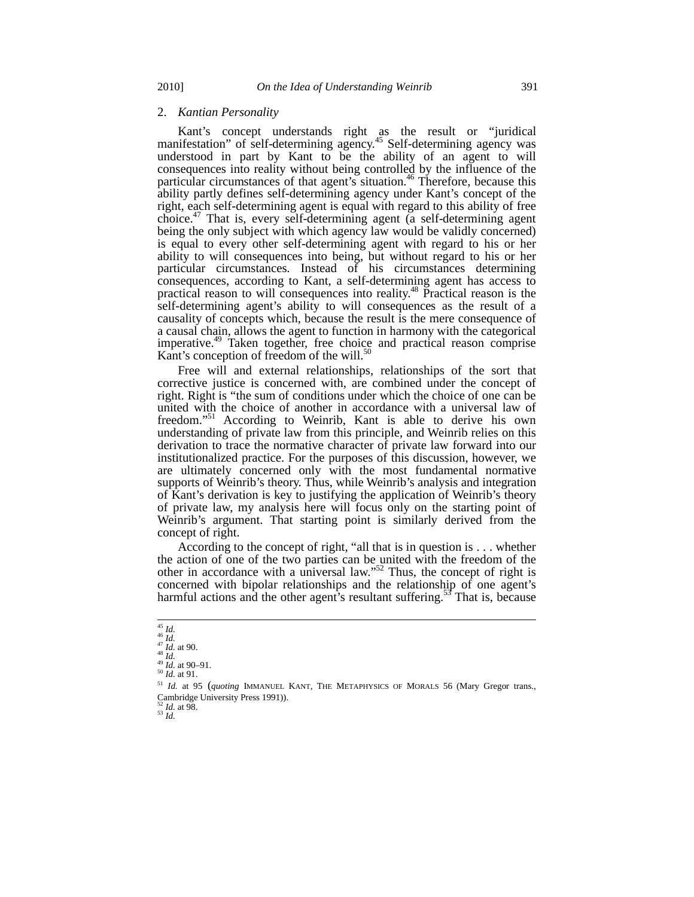### 2. *Kantian Personality*

Kant's concept understands right as the result or "juridical manifestation" of self-determining agency.[45] Self-determining agency was understood in part by Kant to be the ability of an agent to will consequences into reality without being controlled by the influence of the particular circumstances of that agent's situation.[46] Therefore, because this ability partly defines self-determining agency under Kant's concept of the right, each self-determining agent is equal with regard to this ability of free choice.[47] That is, every self-determining agent (a self-determining agent being the only subject with which agency law would be validly concerned) is equal to every other self-determining agent with regard to his or her ability to will consequences into being, but without regard to his or her particular circumstances. Instead of his circumstances determining consequences, according to Kant, a self-determining agent has access to practical reason to will consequences into reality.[48] Practical reason is the self-determining agent's ability to will consequences as the result of a causality of concepts which, because the result is the mere consequence of a causal chain, allows the agent to function in harmony with the categorical imperative.[49] Taken together, free choice and practical reason comprise Kant's conception of freedom of the will.[50]

Free will and external relationships, relationships of the sort that corrective justice is concerned with, are combined under the concept of right. Right is "the sum of conditions under which the choice of one can be united with the choice of another in accordance with a universal law of freedom."[51] According to Weinrib, Kant is able to derive his own understanding of private law from this principle, and Weinrib relies on this derivation to trace the normative character of private law forward into our institutionalized practice. For the purposes of this discussion, however, we are ultimately concerned only with the most fundamental normative supports of Weinrib's theory. Thus, while Weinrib's analysis and integration of Kant's derivation is key to justifying the application of Weinrib's theory of private law, my analysis here will focus only on the starting point of Weinrib's argument. That starting point is similarly derived from the concept of right.

According to the concept of right, "all that is in question is . . . whether the action of one of the two parties can be united with the freedom of the other in accordance with a universal law."[52] Thus, the concept of right is concerned with bipolar relationships and the relationship of one agent's harmful actions and the other agent's resultant suffering.[53] That is, because

---

[45] *Id.*
[46] *Id.*
[47] *Id.* at 90.
[48] *Id.*
[49] *Id.* at 90–91.
[50] *Id.* at 91.
[51] *Id.* at 95 (*quoting* IMMANUEL KANT, THE METAPHYSICS OF MORALS 56 (Mary Gregor trans., Cambridge University Press 1991)).
[52] *Id.* at 98.
[53] *Id.*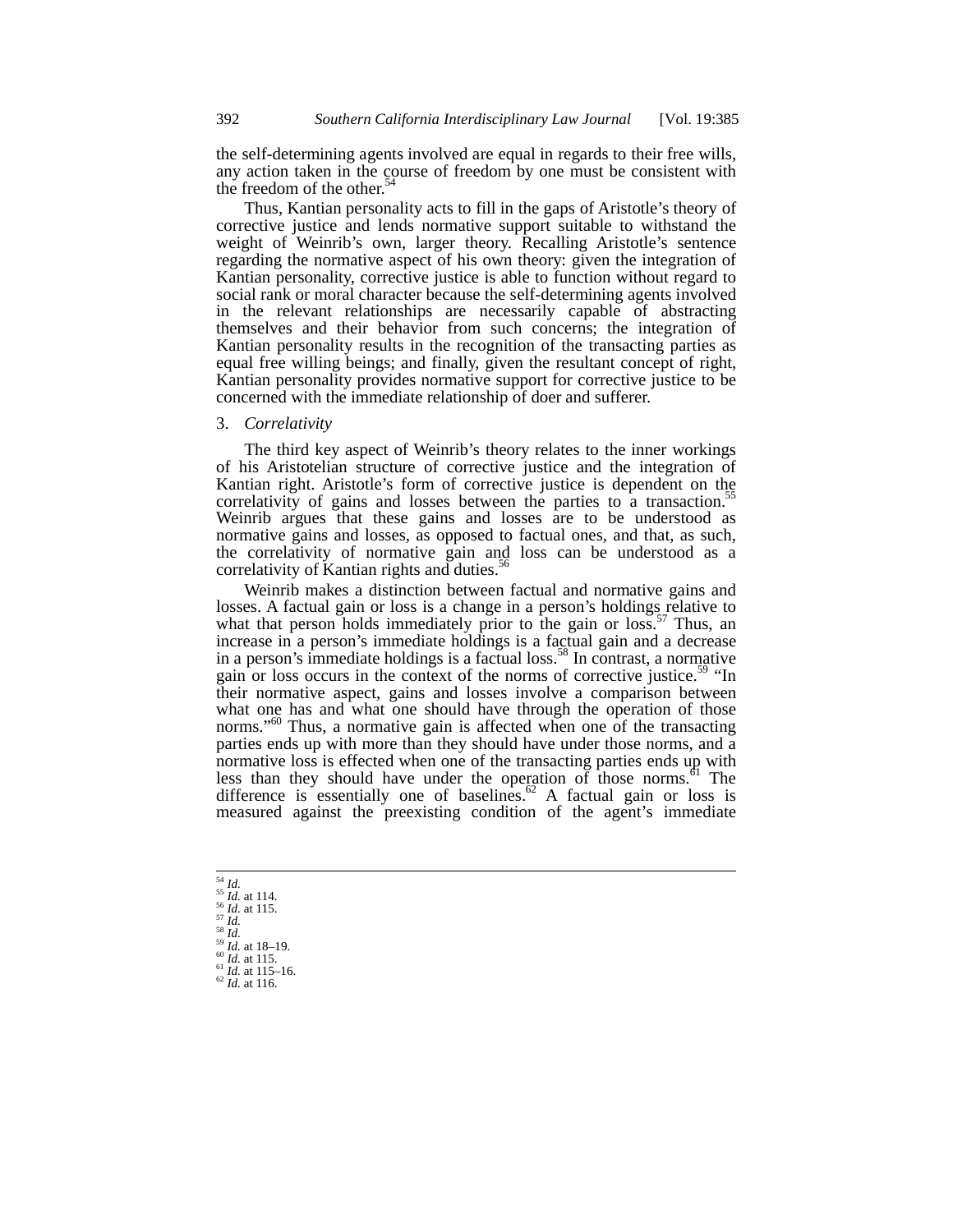the self-determining agents involved are equal in regards to their free wills, any action taken in the course of freedom by one must be consistent with the freedom of the other.[54]

Thus, Kantian personality acts to fill in the gaps of Aristotle's theory of corrective justice and lends normative support suitable to withstand the weight of Weinrib's own, larger theory. Recalling Aristotle's sentence regarding the normative aspect of his own theory: given the integration of Kantian personality, corrective justice is able to function without regard to social rank or moral character because the self-determining agents involved in the relevant relationships are necessarily capable of abstracting themselves and their behavior from such concerns; the integration of Kantian personality results in the recognition of the transacting parties as equal free willing beings; and finally, given the resultant concept of right, Kantian personality provides normative support for corrective justice to be concerned with the immediate relationship of doer and sufferer.

### 3. *Correlativity*

The third key aspect of Weinrib's theory relates to the inner workings of his Aristotelian structure of corrective justice and the integration of Kantian right. Aristotle's form of corrective justice is dependent on the correlativity of gains and losses between the parties to a transaction.[55] Weinrib argues that these gains and losses are to be understood as normative gains and losses, as opposed to factual ones, and that, as such, the correlativity of normative gain and loss can be understood as a correlativity of Kantian rights and duties.[56]

Weinrib makes a distinction between factual and normative gains and losses. A factual gain or loss is a change in a person's holdings relative to what that person holds immediately prior to the gain or loss.[57] Thus, an increase in a person's immediate holdings is a factual gain and a decrease in a person's immediate holdings is a factual loss.[58] In contrast, a normative gain or loss occurs in the context of the norms of corrective justice.[59] "In their normative aspect, gains and losses involve a comparison between what one has and what one should have through the operation of those norms."[60] Thus, a normative gain is affected when one of the transacting parties ends up with more than they should have under those norms, and a normative loss is effected when one of the transacting parties ends up with less than they should have under the operation of those norms.[61] The difference is essentially one of baselines.[62] A factual gain or loss is measured against the preexisting condition of the agent's immediate

---

[54] *Id.*
[55] *Id.* at 114.
[56] *Id.* at 115.
[57] *Id.*
[58] *Id.*
[59] *Id.* at 18–19.
[60] *Id.* at 115.
[61] *Id.* at 115–16.
[62] *Id.* at 116.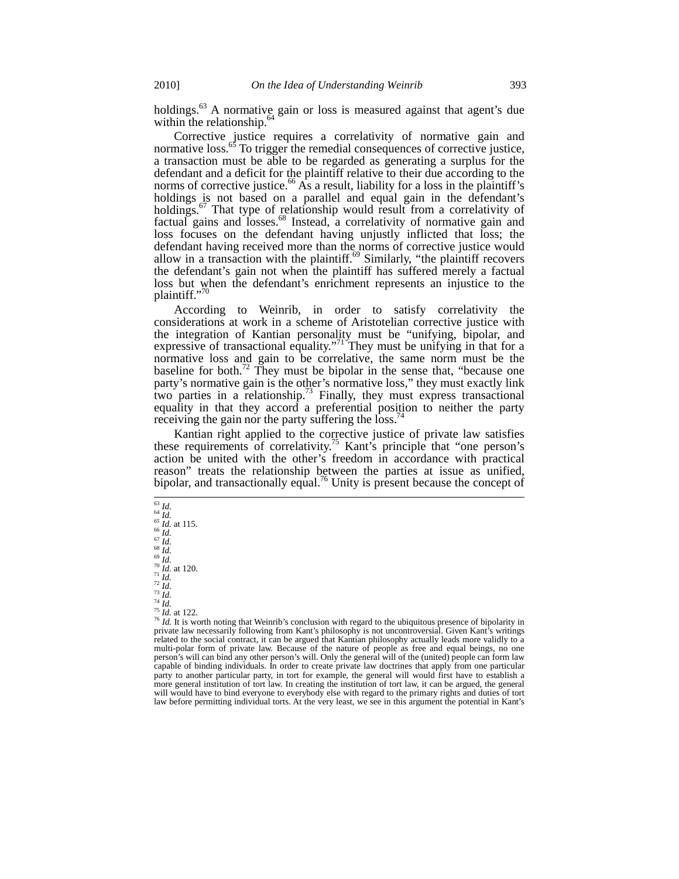holdings.[63] A normative gain or loss is measured against that agent's due within the relationship.[64]

Corrective justice requires a correlativity of normative gain and normative loss.[65] To trigger the remedial consequences of corrective justice, a transaction must be able to be regarded as generating a surplus for the defendant and a deficit for the plaintiff relative to their due according to the norms of corrective justice.[66] As a result, liability for a loss in the plaintiff's holdings is not based on a parallel and equal gain in the defendant's holdings.[67] That type of relationship would result from a correlativity of factual gains and losses.[68] Instead, a correlativity of normative gain and loss focuses on the defendant having unjustly inflicted that loss; the defendant having received more than the norms of corrective justice would allow in a transaction with the plaintiff.[69] Similarly, "the plaintiff recovers the defendant's gain not when the plaintiff has suffered merely a factual loss but when the defendant's enrichment represents an injustice to the plaintiff."[70]

According to Weinrib, in order to satisfy correlativity the considerations at work in a scheme of Aristotelian corrective justice with the integration of Kantian personality must be "unifying, bipolar, and expressive of transactional equality."[71] They must be unifying in that for a normative loss and gain to be correlative, the same norm must be the baseline for both.[72] They must be bipolar in the sense that, "because one party's normative gain is the other's normative loss," they must exactly link two parties in a relationship.[73] Finally, they must express transactional equality in that they accord a preferential position to neither the party receiving the gain nor the party suffering the loss.[74]

Kantian right applied to the corrective justice of private law satisfies these requirements of correlativity.[75] Kant's principle that "one person's action be united with the other's freedom in accordance with practical reason" treats the relationship between the parties at issue as unified, bipolar, and transactionally equal.[76] Unity is present because the concept of

---

[63] *Id.*
[64] *Id.*
[65] *Id.* at 115.
[66] *Id.*
[67] *Id.*
[68] *Id.*
[69] *Id.*
[70] *Id.* at 120.
[71] *Id.*
[72] *Id.*
[73] *Id.*
[74] *Id.*
[75] *Id.* at 122.
[76] *Id.* It is worth noting that Weinrib's conclusion with regard to the ubiquitous presence of bipolarity in private law necessarily following from Kant's philosophy is not uncontroversial. Given Kant's writings related to the social contract, it can be argued that Kantian philosophy actually leads more validly to a multi-polar form of private law. Because of the nature of people as free and equal beings, no one person's will can bind any other person's will. Only the general will of the (united) people can form law capable of binding individuals. In order to create private law doctrines that apply from one particular party to another particular party, in tort for example, the general will would first have to establish a more general institution of tort law. In creating the institution of tort law, it can be argued, the general will would have to bind everyone to everybody else with regard to the primary rights and duties of tort law before permitting individual torts. At the very least, we see in this argument the potential in Kant's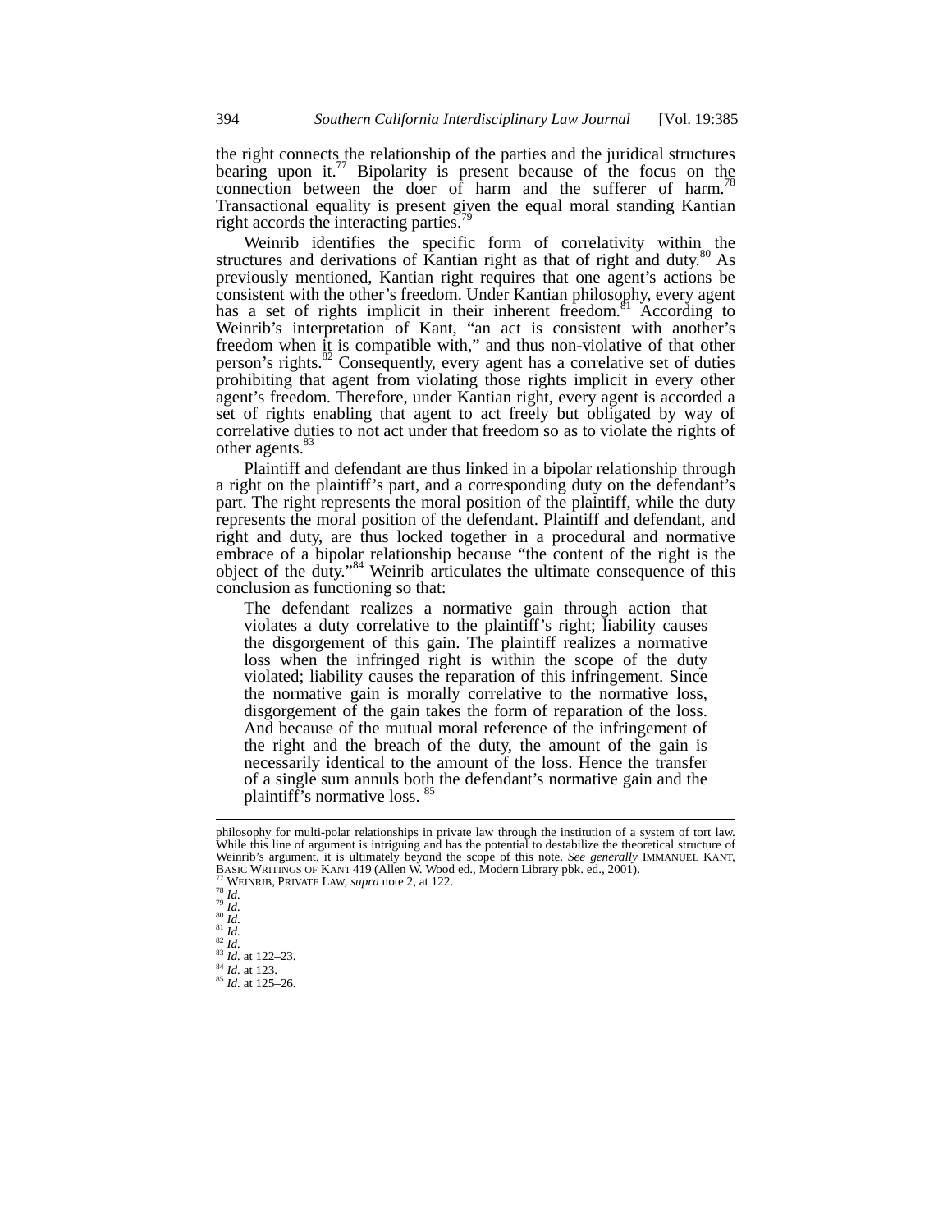the right connects the relationship of the parties and the juridical structures bearing upon it.[77] Bipolarity is present because of the focus on the connection between the doer of harm and the sufferer of harm.[78] Transactional equality is present given the equal moral standing Kantian right accords the interacting parties.[79]

Weinrib identifies the specific form of correlativity within the structures and derivations of Kantian right as that of right and duty.[80] As previously mentioned, Kantian right requires that one agent's actions be consistent with the other's freedom. Under Kantian philosophy, every agent has a set of rights implicit in their inherent freedom.[81] According to Weinrib's interpretation of Kant, "an act is consistent with another's freedom when it is compatible with," and thus non-violative of that other person's rights.[82] Consequently, every agent has a correlative set of duties prohibiting that agent from violating those rights implicit in every other agent's freedom. Therefore, under Kantian right, every agent is accorded a set of rights enabling that agent to act freely but obligated by way of correlative duties to not act under that freedom so as to violate the rights of other agents.[83]

Plaintiff and defendant are thus linked in a bipolar relationship through a right on the plaintiff's part, and a corresponding duty on the defendant's part. The right represents the moral position of the plaintiff, while the duty represents the moral position of the defendant. Plaintiff and defendant, and right and duty, are thus locked together in a procedural and normative embrace of a bipolar relationship because "the content of the right is the object of the duty."[84] Weinrib articulates the ultimate consequence of this conclusion as functioning so that:

> The defendant realizes a normative gain through action that violates a duty correlative to the plaintiff's right; liability causes the disgorgement of this gain. The plaintiff realizes a normative loss when the infringed right is within the scope of the duty violated; liability causes the reparation of this infringement. Since the normative gain is morally correlative to the normative loss, disgorgement of the gain takes the form of reparation of the loss. And because of the mutual moral reference of the infringement of the right and the breach of the duty, the amount of the gain is necessarily identical to the amount of the loss. Hence the transfer of a single sum annuls both the defendant's normative gain and the plaintiff's normative loss.[85]

---

philosophy for multi-polar relationships in private law through the institution of a system of tort law. While this line of argument is intriguing and has the potential to destabilize the theoretical structure of Weinrib's argument, it is ultimately beyond the scope of this note. *See generally* IMMANUEL KANT, BASIC WRITINGS OF KANT 419 (Allen W. Wood ed., Modern Library pbk. ed., 2001).

[77] WEINRIB, PRIVATE LAW, *supra* note 2, at 122.

[78] *Id.*

[79] *Id.*

[80] *Id.*

[81] *Id.*

[82] *Id.*

[83] *Id.* at 122–23.

[84] *Id.* at 123.

[85] *Id.* at 125–26.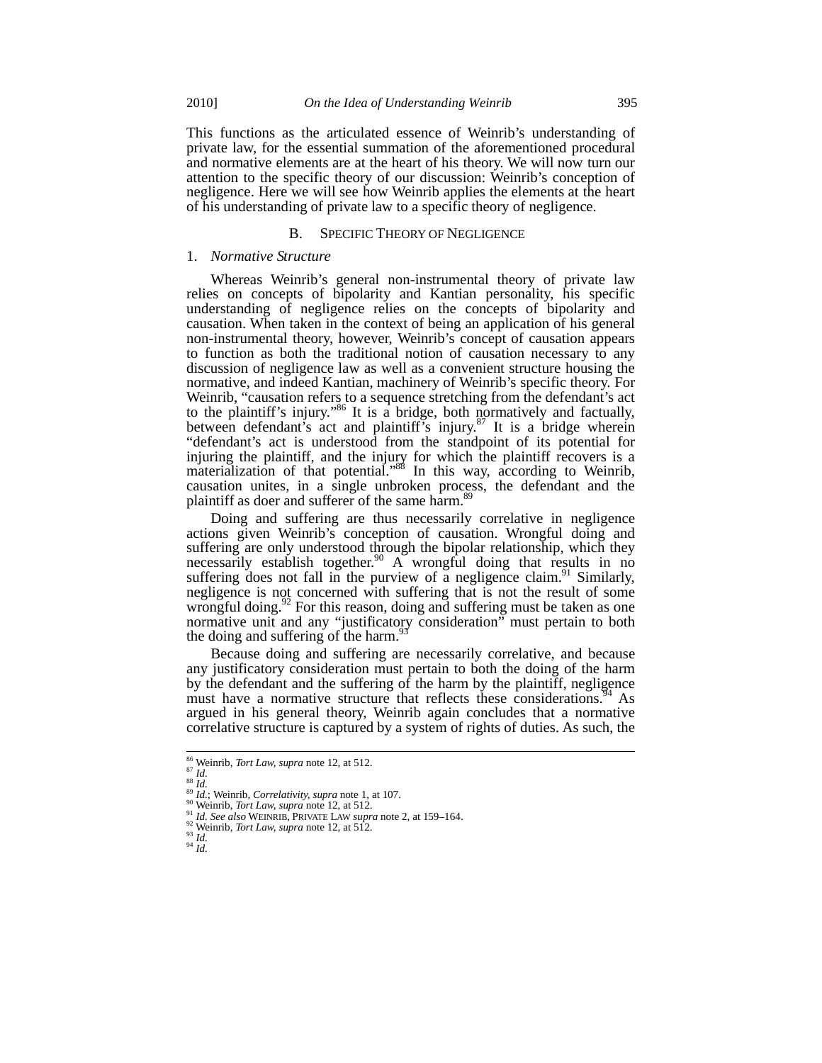This functions as the articulated essence of Weinrib's understanding of private law, for the essential summation of the aforementioned procedural and normative elements are at the heart of his theory. We will now turn our attention to the specific theory of our discussion: Weinrib's conception of negligence. Here we will see how Weinrib applies the elements at the heart of his understanding of private law to a specific theory of negligence.

## B. Specific Theory of Negligence

### 1. *Normative Structure*

Whereas Weinrib's general non-instrumental theory of private law relies on concepts of bipolarity and Kantian personality, his specific understanding of negligence relies on the concepts of bipolarity and causation. When taken in the context of being an application of his general non-instrumental theory, however, Weinrib's concept of causation appears to function as both the traditional notion of causation necessary to any discussion of negligence law as well as a convenient structure housing the normative, and indeed Kantian, machinery of Weinrib's specific theory. For Weinrib, "causation refers to a sequence stretching from the defendant's act to the plaintiff's injury."[86] It is a bridge, both normatively and factually, between defendant's act and plaintiff's injury.[87] It is a bridge wherein "defendant's act is understood from the standpoint of its potential for injuring the plaintiff, and the injury for which the plaintiff recovers is a materialization of that potential."[88] In this way, according to Weinrib, causation unites, in a single unbroken process, the defendant and the plaintiff as doer and sufferer of the same harm.[89]

Doing and suffering are thus necessarily correlative in negligence actions given Weinrib's conception of causation. Wrongful doing and suffering are only understood through the bipolar relationship, which they necessarily establish together.[90] A wrongful doing that results in no suffering does not fall in the purview of a negligence claim.[91] Similarly, negligence is not concerned with suffering that is not the result of some wrongful doing.[92] For this reason, doing and suffering must be taken as one normative unit and any "justificatory consideration" must pertain to both the doing and suffering of the harm.[93]

Because doing and suffering are necessarily correlative, and because any justificatory consideration must pertain to both the doing of the harm by the defendant and the suffering of the harm by the plaintiff, negligence must have a normative structure that reflects these considerations.[94] As argued in his general theory, Weinrib again concludes that a normative correlative structure is captured by a system of rights of duties. As such, the

---

[86] Weinrib, *Tort Law*, *supra* note 12, at 512.
[87] *Id.*
[88] *Id.*
[89] *Id.*; Weinrib, *Correlativity*, *supra* note 1, at 107.
[90] Weinrib, *Tort Law*, *supra* note 12, at 512.
[91] *Id. See also* WEINRIB, PRIVATE LAW *supra* note 2, at 159–164.
[92] Weinrib, *Tort Law*, *supra* note 12, at 512.
[93] *Id.*
[94] *Id.*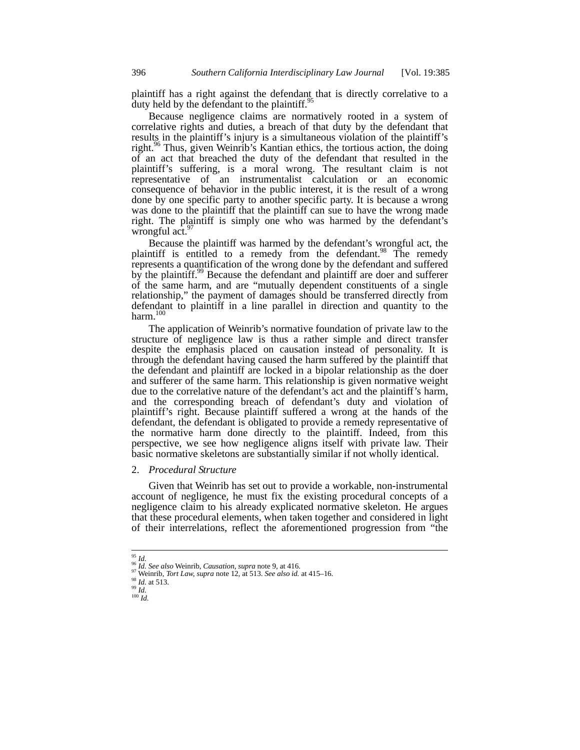plaintiff has a right against the defendant that is directly correlative to a duty held by the defendant to the plaintiff.[95]

Because negligence claims are normatively rooted in a system of correlative rights and duties, a breach of that duty by the defendant that results in the plaintiff's injury is a simultaneous violation of the plaintiff's right.[96] Thus, given Weinrib's Kantian ethics, the tortious action, the doing of an act that breached the duty of the defendant that resulted in the plaintiff's suffering, is a moral wrong. The resultant claim is not representative of an instrumentalist calculation or an economic consequence of behavior in the public interest, it is the result of a wrong done by one specific party to another specific party. It is because a wrong was done to the plaintiff that the plaintiff can sue to have the wrong made right. The plaintiff is simply one who was harmed by the defendant's wrongful act.[97]

Because the plaintiff was harmed by the defendant's wrongful act, the plaintiff is entitled to a remedy from the defendant.[98] The remedy represents a quantification of the wrong done by the defendant and suffered by the plaintiff.[99] Because the defendant and plaintiff are doer and sufferer of the same harm, and are "mutually dependent constituents of a single relationship," the payment of damages should be transferred directly from defendant to plaintiff in a line parallel in direction and quantity to the harm.[100]

The application of Weinrib's normative foundation of private law to the structure of negligence law is thus a rather simple and direct transfer despite the emphasis placed on causation instead of personality. It is through the defendant having caused the harm suffered by the plaintiff that the defendant and plaintiff are locked in a bipolar relationship as the doer and sufferer of the same harm. This relationship is given normative weight due to the correlative nature of the defendant's act and the plaintiff's harm, and the corresponding breach of defendant's duty and violation of plaintiff's right. Because plaintiff suffered a wrong at the hands of the defendant, the defendant is obligated to provide a remedy representative of the normative harm done directly to the plaintiff. Indeed, from this perspective, we see how negligence aligns itself with private law. Their basic normative skeletons are substantially similar if not wholly identical.

### 2. *Procedural Structure*

Given that Weinrib has set out to provide a workable, non-instrumental account of negligence, he must fix the existing procedural concepts of a negligence claim to his already explicated normative skeleton. He argues that these procedural elements, when taken together and considered in light of their interrelations, reflect the aforementioned progression from "the

---

[95] *Id.*
[96] *Id. See also* Weinrib, *Causation*, *supra* note 9, at 416.
[97] Weinrib, *Tort Law*, *supra* note 12, at 513. *See also id.* at 415–16.
[98] *Id.* at 513.
[99] *Id.*
[100] *Id.*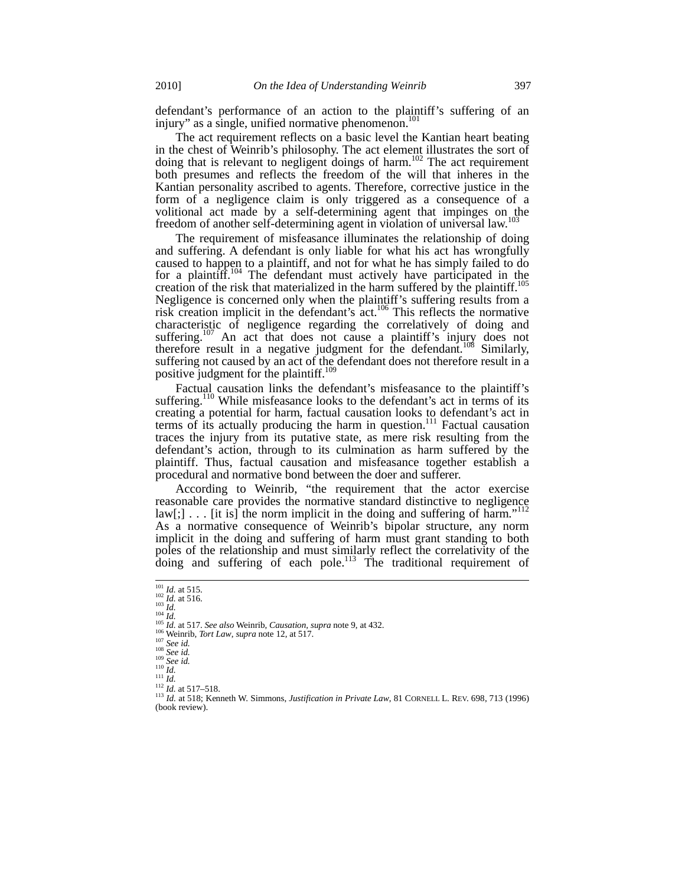defendant's performance of an action to the plaintiff's suffering of an injury" as a single, unified normative phenomenon.[101]

The act requirement reflects on a basic level the Kantian heart beating in the chest of Weinrib's philosophy. The act element illustrates the sort of doing that is relevant to negligent doings of harm.[102] The act requirement both presumes and reflects the freedom of the will that inheres in the Kantian personality ascribed to agents. Therefore, corrective justice in the form of a negligence claim is only triggered as a consequence of a volitional act made by a self-determining agent that impinges on the freedom of another self-determining agent in violation of universal law.[103]

The requirement of misfeasance illuminates the relationship of doing and suffering. A defendant is only liable for what his act has wrongfully caused to happen to a plaintiff, and not for what he has simply failed to do for a plaintiff.[104] The defendant must actively have participated in the creation of the risk that materialized in the harm suffered by the plaintiff.[105] Negligence is concerned only when the plaintiff's suffering results from a risk creation implicit in the defendant's act.[106] This reflects the normative characteristic of negligence regarding the correlatively of doing and suffering.[107] An act that does not cause a plaintiff's injury does not therefore result in a negative judgment for the defendant.[108] Similarly, suffering not caused by an act of the defendant does not therefore result in a positive judgment for the plaintiff.[109]

Factual causation links the defendant's misfeasance to the plaintiff's suffering.[110] While misfeasance looks to the defendant's act in terms of its creating a potential for harm, factual causation looks to defendant's act in terms of its actually producing the harm in question.[111] Factual causation traces the injury from its putative state, as mere risk resulting from the defendant's action, through to its culmination as harm suffered by the plaintiff. Thus, factual causation and misfeasance together establish a procedural and normative bond between the doer and sufferer.

According to Weinrib, "the requirement that the actor exercise reasonable care provides the normative standard distinctive to negligence law[;] . . . [it is] the norm implicit in the doing and suffering of harm."[112] As a normative consequence of Weinrib's bipolar structure, any norm implicit in the doing and suffering of harm must grant standing to both poles of the relationship and must similarly reflect the correlativity of the doing and suffering of each pole.[113] The traditional requirement of

---

[101] *Id.* at 515.
[102] *Id.* at 516.
[103] *Id.*
[104] *Id.*
[105] *Id.* at 517. *See also* Weinrib, *Causation*, *supra* note 9, at 432.
[106] Weinrib, *Tort Law*, *supra* note 12, at 517.
[107] *See id.*
[108] *See id.*
[109] *See id.*
[110] *Id.*
[111] *Id.*
[112] *Id.* at 517–518.
[113] *Id.* at 518; Kenneth W. Simmons, *Justification in Private Law*, 81 CORNELL L. REV. 698, 713 (1996) (book review).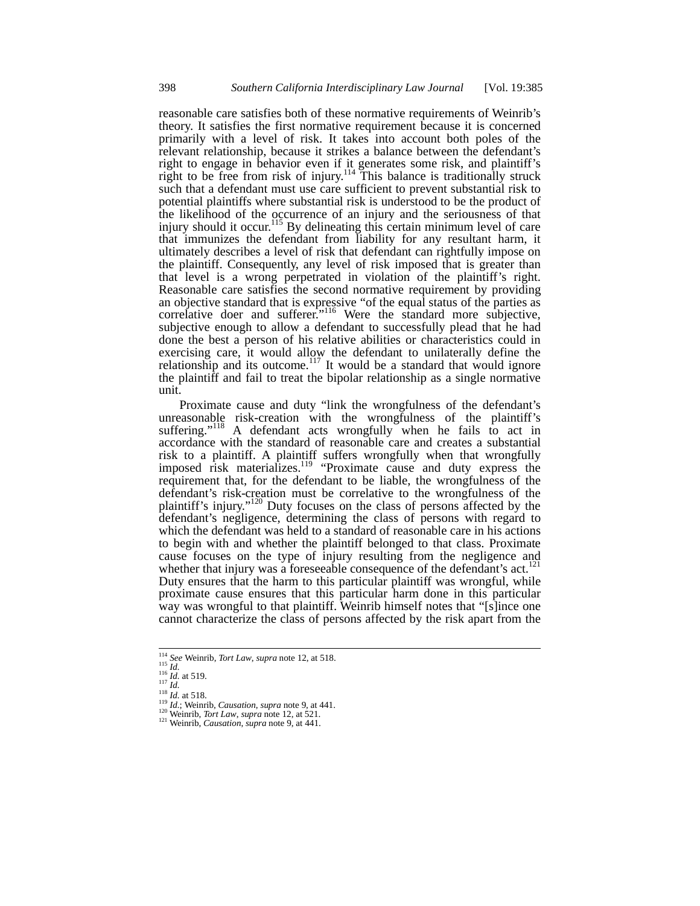reasonable care satisfies both of these normative requirements of Weinrib's theory. It satisfies the first normative requirement because it is concerned primarily with a level of risk. It takes into account both poles of the relevant relationship, because it strikes a balance between the defendant's right to engage in behavior even if it generates some risk, and plaintiff's right to be free from risk of injury.[114] This balance is traditionally struck such that a defendant must use care sufficient to prevent substantial risk to potential plaintiffs where substantial risk is understood to be the product of the likelihood of the occurrence of an injury and the seriousness of that injury should it occur.[115] By delineating this certain minimum level of care that immunizes the defendant from liability for any resultant harm, it ultimately describes a level of risk that defendant can rightfully impose on the plaintiff. Consequently, any level of risk imposed that is greater than that level is a wrong perpetrated in violation of the plaintiff's right. Reasonable care satisfies the second normative requirement by providing an objective standard that is expressive "of the equal status of the parties as correlative doer and sufferer."[116] Were the standard more subjective, subjective enough to allow a defendant to successfully plead that he had done the best a person of his relative abilities or characteristics could in exercising care, it would allow the defendant to unilaterally define the relationship and its outcome.[117] It would be a standard that would ignore the plaintiff and fail to treat the bipolar relationship as a single normative unit.

Proximate cause and duty "link the wrongfulness of the defendant's unreasonable risk-creation with the wrongfulness of the plaintiff's suffering."[118] A defendant acts wrongfully when he fails to act in accordance with the standard of reasonable care and creates a substantial risk to a plaintiff. A plaintiff suffers wrongfully when that wrongfully imposed risk materializes.[119] "Proximate cause and duty express the requirement that, for the defendant to be liable, the wrongfulness of the defendant's risk-creation must be correlative to the wrongfulness of the plaintiff's injury."[120] Duty focuses on the class of persons affected by the defendant's negligence, determining the class of persons with regard to which the defendant was held to a standard of reasonable care in his actions to begin with and whether the plaintiff belonged to that class. Proximate cause focuses on the type of injury resulting from the negligence and whether that injury was a foreseeable consequence of the defendant's act.[121] Duty ensures that the harm to this particular plaintiff was wrongful, while proximate cause ensures that this particular harm done in this particular way was wrongful to that plaintiff. Weinrib himself notes that "[s]ince one cannot characterize the class of persons affected by the risk apart from the

---

[114] *See* Weinrib, *Tort Law*, *supra* note 12, at 518.
[115] *Id.*
[116] *Id.* at 519.
[117] *Id.*
[118] *Id.* at 518.
[119] *Id.*; Weinrib, *Causation*, *supra* note 9, at 441.
[120] Weinrib, *Tort Law*, *supra* note 12, at 521.
[121] Weinrib, *Causation*, *supra* note 9, at 441.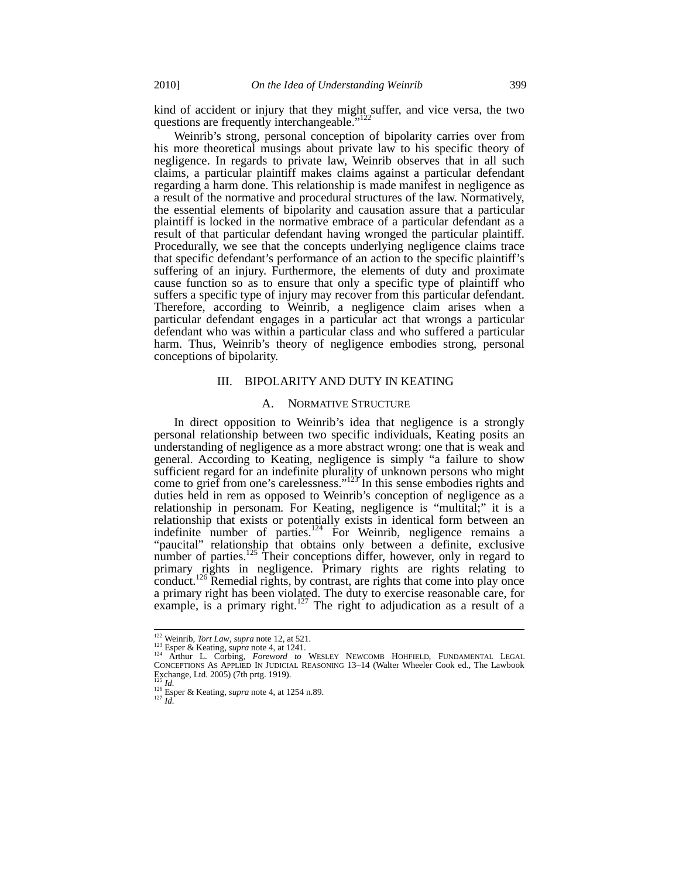kind of accident or injury that they might suffer, and vice versa, the two questions are frequently interchangeable."[122]

Weinrib's strong, personal conception of bipolarity carries over from his more theoretical musings about private law to his specific theory of negligence. In regards to private law, Weinrib observes that in all such claims, a particular plaintiff makes claims against a particular defendant regarding a harm done. This relationship is made manifest in negligence as a result of the normative and procedural structures of the law. Normatively, the essential elements of bipolarity and causation assure that a particular plaintiff is locked in the normative embrace of a particular defendant as a result of that particular defendant having wronged the particular plaintiff. Procedurally, we see that the concepts underlying negligence claims trace that specific defendant's performance of an action to the specific plaintiff's suffering of an injury. Furthermore, the elements of duty and proximate cause function so as to ensure that only a specific type of plaintiff who suffers a specific type of injury may recover from this particular defendant. Therefore, according to Weinrib, a negligence claim arises when a particular defendant engages in a particular act that wrongs a particular defendant who was within a particular class and who suffered a particular harm. Thus, Weinrib's theory of negligence embodies strong, personal conceptions of bipolarity.

## III. BIPOLARITY AND DUTY IN KEATING

### A. NORMATIVE STRUCTURE

In direct opposition to Weinrib's idea that negligence is a strongly personal relationship between two specific individuals, Keating posits an understanding of negligence as a more abstract wrong: one that is weak and general. According to Keating, negligence is simply "a failure to show sufficient regard for an indefinite plurality of unknown persons who might come to grief from one's carelessness."[123] In this sense embodies rights and duties held in rem as opposed to Weinrib's conception of negligence as a relationship in personam. For Keating, negligence is "multital;" it is a relationship that exists or potentially exists in identical form between an indefinite number of parties.[124] For Weinrib, negligence remains a "paucital" relationship that obtains only between a definite, exclusive number of parties.[125] Their conceptions differ, however, only in regard to primary rights in negligence. Primary rights are rights relating to conduct.[126] Remedial rights, by contrast, are rights that come into play once a primary right has been violated. The duty to exercise reasonable care, for example, is a primary right.[127] The right to adjudication as a result of a

---

[122] Weinrib, *Tort Law*, *supra* note 12, at 521.

[123] Esper & Keating, *supra* note 4, at 1241.

[124] Arthur L. Corbing, *Foreword to* WESLEY NEWCOMB HOHFIELD, FUNDAMENTAL LEGAL CONCEPTIONS AS APPLIED IN JUDICIAL REASONING 13–14 (Walter Wheeler Cook ed., The Lawbook Exchange, Ltd. 2005) (7th prtg. 1919).

[125] *Id.*

[126] Esper & Keating, *supra* note 4, at 1254 n.89.

[127] *Id.*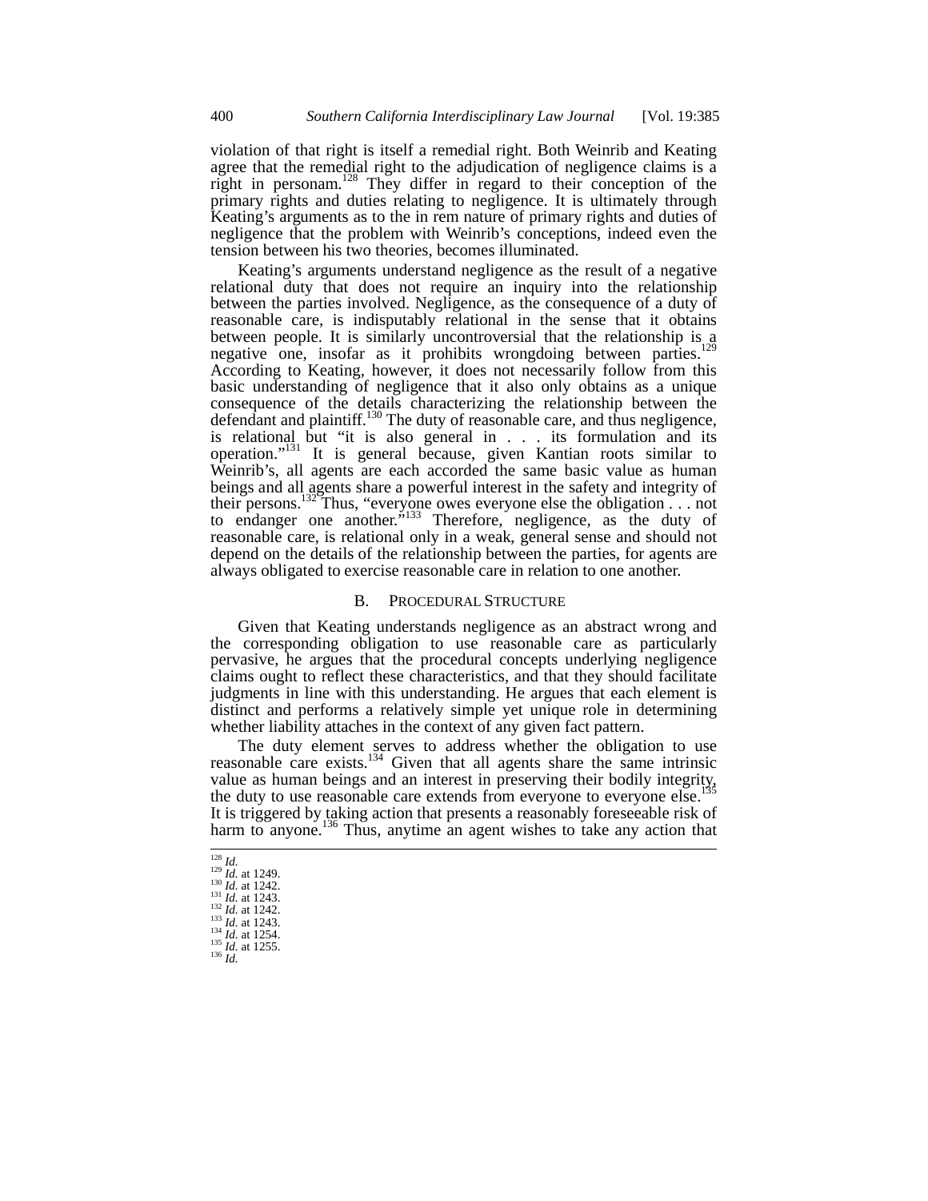violation of that right is itself a remedial right. Both Weinrib and Keating agree that the remedial right to the adjudication of negligence claims is a right in personam.[128] They differ in regard to their conception of the primary rights and duties relating to negligence. It is ultimately through Keating's arguments as to the in rem nature of primary rights and duties of negligence that the problem with Weinrib's conceptions, indeed even the tension between his two theories, becomes illuminated.

Keating's arguments understand negligence as the result of a negative relational duty that does not require an inquiry into the relationship between the parties involved. Negligence, as the consequence of a duty of reasonable care, is indisputably relational in the sense that it obtains between people. It is similarly uncontroversial that the relationship is a negative one, insofar as it prohibits wrongdoing between parties.[129] According to Keating, however, it does not necessarily follow from this basic understanding of negligence that it also only obtains as a unique consequence of the details characterizing the relationship between the defendant and plaintiff.[130] The duty of reasonable care, and thus negligence, is relational but "it is also general in . . . its formulation and its operation."[131] It is general because, given Kantian roots similar to Weinrib's, all agents are each accorded the same basic value as human beings and all agents share a powerful interest in the safety and integrity of their persons.[132] Thus, "everyone owes everyone else the obligation . . . not to endanger one another."[133] Therefore, negligence, as the duty of reasonable care, is relational only in a weak, general sense and should not depend on the details of the relationship between the parties, for agents are always obligated to exercise reasonable care in relation to one another.

## B. Procedural Structure

Given that Keating understands negligence as an abstract wrong and the corresponding obligation to use reasonable care as particularly pervasive, he argues that the procedural concepts underlying negligence claims ought to reflect these characteristics, and that they should facilitate judgments in line with this understanding. He argues that each element is distinct and performs a relatively simple yet unique role in determining whether liability attaches in the context of any given fact pattern.

The duty element serves to address whether the obligation to use reasonable care exists.[134] Given that all agents share the same intrinsic value as human beings and an interest in preserving their bodily integrity, the duty to use reasonable care extends from everyone to everyone else.[135] It is triggered by taking action that presents a reasonably foreseeable risk of harm to anyone.[136] Thus, anytime an agent wishes to take any action that

---

[128] *Id.*
[129] *Id.* at 1249.
[130] *Id.* at 1242.
[131] *Id.* at 1243.
[132] *Id.* at 1242.
[133] *Id.* at 1243.
[134] *Id.* at 1254.
[135] *Id.* at 1255.
[136] *Id.*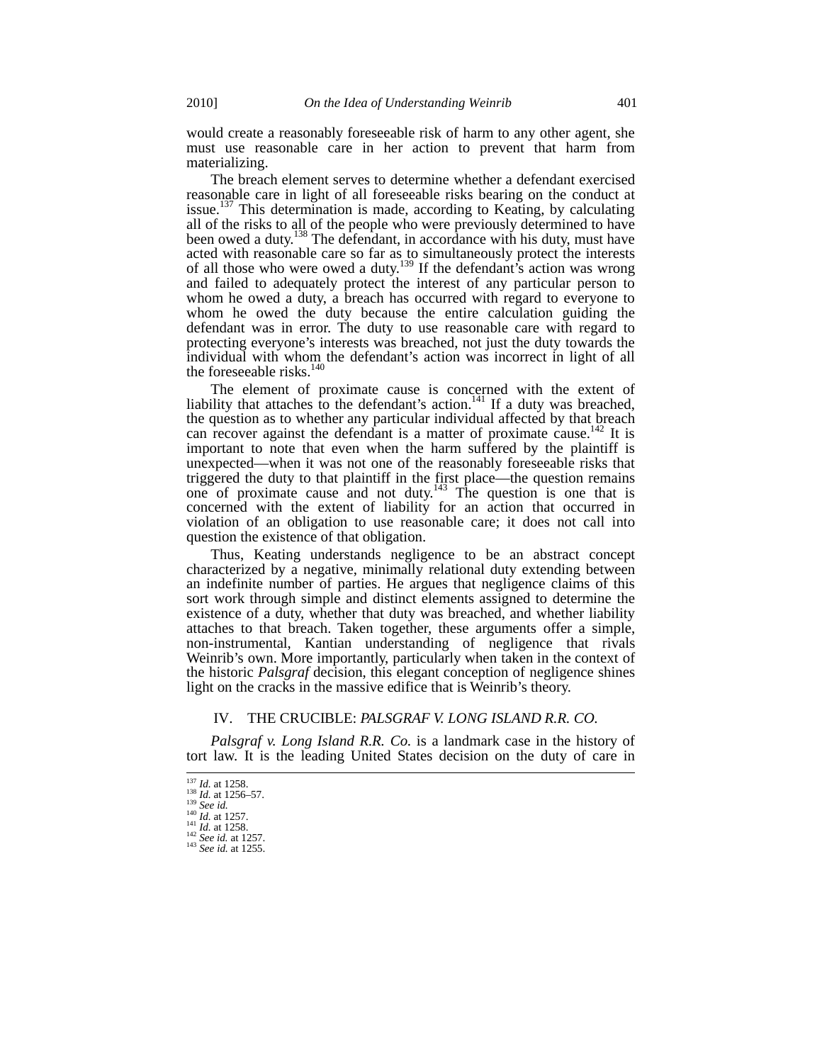would create a reasonably foreseeable risk of harm to any other agent, she must use reasonable care in her action to prevent that harm from materializing.

The breach element serves to determine whether a defendant exercised reasonable care in light of all foreseeable risks bearing on the conduct at issue.[137] This determination is made, according to Keating, by calculating all of the risks to all of the people who were previously determined to have been owed a duty.[138] The defendant, in accordance with his duty, must have acted with reasonable care so far as to simultaneously protect the interests of all those who were owed a duty.[139] If the defendant's action was wrong and failed to adequately protect the interest of any particular person to whom he owed a duty, a breach has occurred with regard to everyone to whom he owed the duty because the entire calculation guiding the defendant was in error. The duty to use reasonable care with regard to protecting everyone's interests was breached, not just the duty towards the individual with whom the defendant's action was incorrect in light of all the foreseeable risks.[140]

The element of proximate cause is concerned with the extent of liability that attaches to the defendant's action.[141] If a duty was breached, the question as to whether any particular individual affected by that breach can recover against the defendant is a matter of proximate cause.[142] It is important to note that even when the harm suffered by the plaintiff is unexpected—when it was not one of the reasonably foreseeable risks that triggered the duty to that plaintiff in the first place—the question remains one of proximate cause and not duty.[143] The question is one that is concerned with the extent of liability for an action that occurred in violation of an obligation to use reasonable care; it does not call into question the existence of that obligation.

Thus, Keating understands negligence to be an abstract concept characterized by a negative, minimally relational duty extending between an indefinite number of parties. He argues that negligence claims of this sort work through simple and distinct elements assigned to determine the existence of a duty, whether that duty was breached, and whether liability attaches to that breach. Taken together, these arguments offer a simple, non-instrumental, Kantian understanding of negligence that rivals Weinrib's own. More importantly, particularly when taken in the context of the historic *Palsgraf* decision, this elegant conception of negligence shines light on the cracks in the massive edifice that is Weinrib's theory.

## IV. THE CRUCIBLE: *PALSGRAF V. LONG ISLAND R.R. CO.*

*Palsgraf v. Long Island R.R. Co.* is a landmark case in the history of tort law. It is the leading United States decision on the duty of care in

---

[137] *Id.* at 1258.
[138] *Id.* at 1256–57.
[139] *See id.*
[140] *Id.* at 1257.
[141] *Id.* at 1258.
[142] *See id.* at 1257.
[143] *See id.* at 1255.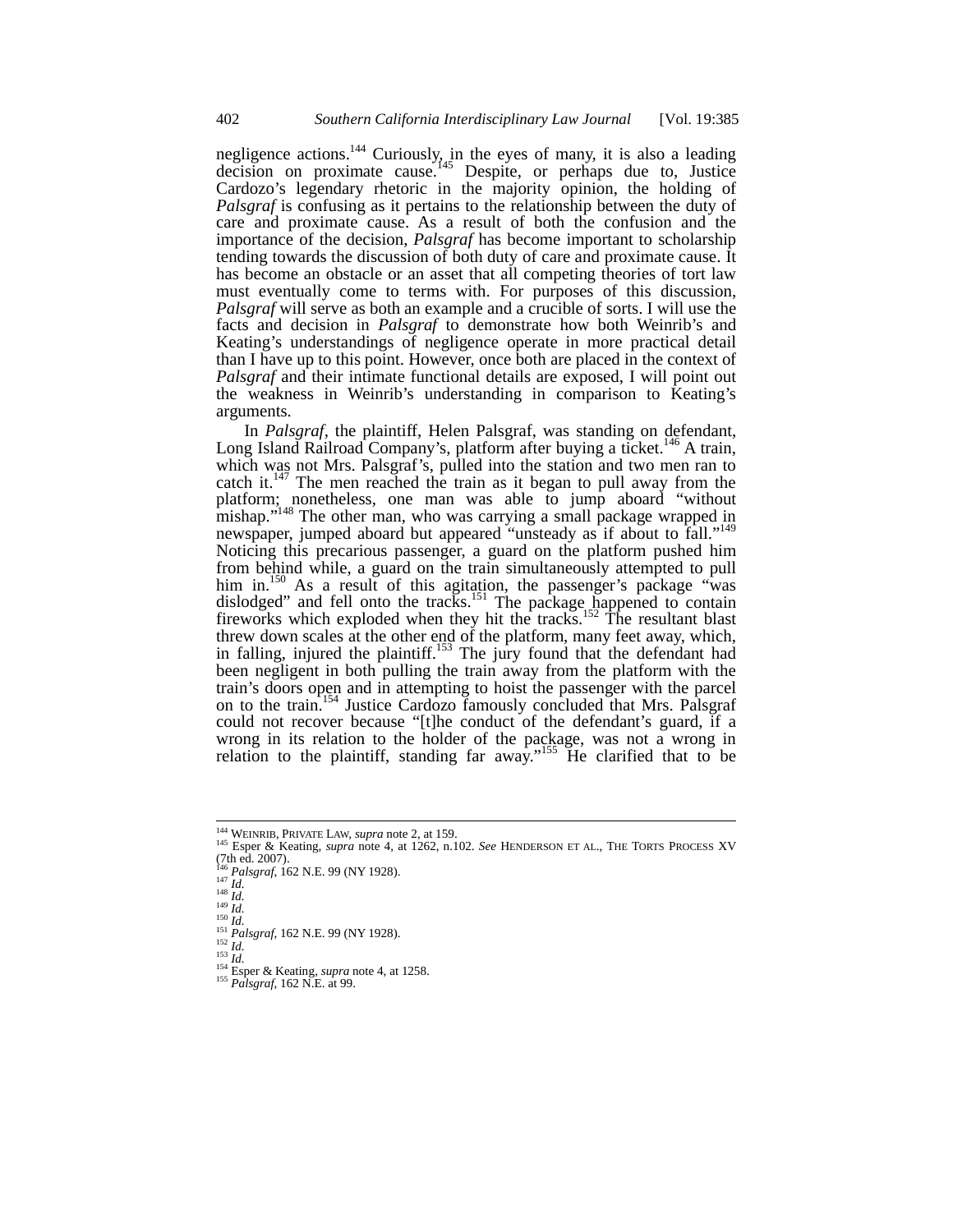negligence actions.[144] Curiously, in the eyes of many, it is also a leading decision on proximate cause.[145] Despite, or perhaps due to, Justice Cardozo's legendary rhetoric in the majority opinion, the holding of *Palsgraf* is confusing as it pertains to the relationship between the duty of care and proximate cause. As a result of both the confusion and the importance of the decision, *Palsgraf* has become important to scholarship tending towards the discussion of both duty of care and proximate cause. It has become an obstacle or an asset that all competing theories of tort law must eventually come to terms with. For purposes of this discussion, *Palsgraf* will serve as both an example and a crucible of sorts. I will use the facts and decision in *Palsgraf* to demonstrate how both Weinrib's and Keating's understandings of negligence operate in more practical detail than I have up to this point. However, once both are placed in the context of *Palsgraf* and their intimate functional details are exposed, I will point out the weakness in Weinrib's understanding in comparison to Keating's arguments.

In *Palsgraf*, the plaintiff, Helen Palsgraf, was standing on defendant, Long Island Railroad Company's, platform after buying a ticket.[146] A train, which was not Mrs. Palsgraf's, pulled into the station and two men ran to catch it.[147] The men reached the train as it began to pull away from the platform; nonetheless, one man was able to jump aboard "without mishap."[148] The other man, who was carrying a small package wrapped in newspaper, jumped aboard but appeared "unsteady as if about to fall."[149] Noticing this precarious passenger, a guard on the platform pushed him from behind while, a guard on the train simultaneously attempted to pull him in.[150] As a result of this agitation, the passenger's package "was dislodged" and fell onto the tracks.[151] The package happened to contain fireworks which exploded when they hit the tracks.[152] The resultant blast threw down scales at the other end of the platform, many feet away, which, in falling, injured the plaintiff.[153] The jury found that the defendant had been negligent in both pulling the train away from the platform with the train's doors open and in attempting to hoist the passenger with the parcel on to the train.[154] Justice Cardozo famously concluded that Mrs. Palsgraf could not recover because "[t]he conduct of the defendant's guard, if a wrong in its relation to the holder of the package, was not a wrong in relation to the plaintiff, standing far away."[155] He clarified that to be

---

[144] WEINRIB, PRIVATE LAW, *supra* note 2, at 159.
[145] Esper & Keating, *supra* note 4, at 1262, n.102. *See* HENDERSON ET AL., THE TORTS PROCESS XV (7th ed. 2007).
[146] *Palsgraf*, 162 N.E. 99 (NY 1928).
[147] *Id.*
[148] *Id.*
[149] *Id.*
[150] *Id.*
[151] *Palsgraf*, 162 N.E. 99 (NY 1928).
[152] *Id.*
[153] *Id.*
[154] Esper & Keating, *supra* note 4, at 1258.
[155] *Palsgraf*, 162 N.E. at 99.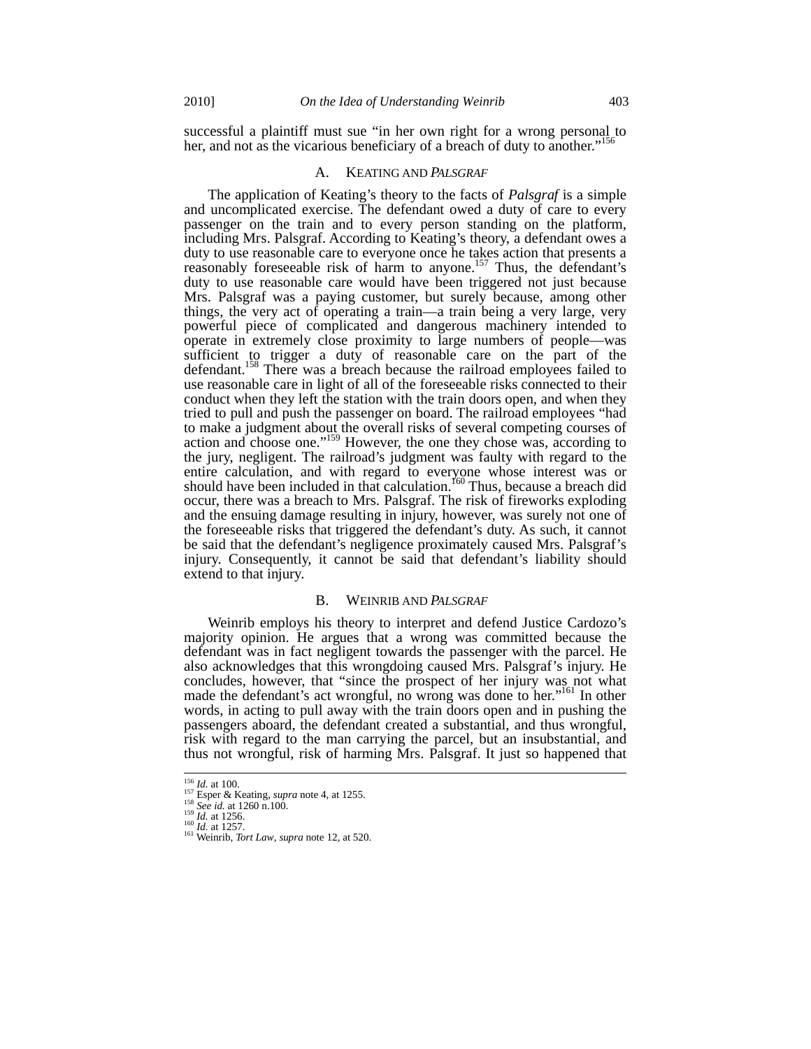successful a plaintiff must sue "in her own right for a wrong personal to her, and not as the vicarious beneficiary of a breach of duty to another."[156]

## A. KEATING AND *PALSGRAF*

The application of Keating's theory to the facts of *Palsgraf* is a simple and uncomplicated exercise. The defendant owed a duty of care to every passenger on the train and to every person standing on the platform, including Mrs. Palsgraf. According to Keating's theory, a defendant owes a duty to use reasonable care to everyone once he takes action that presents a reasonably foreseeable risk of harm to anyone.[157] Thus, the defendant's duty to use reasonable care would have been triggered not just because Mrs. Palsgraf was a paying customer, but surely because, among other things, the very act of operating a train—a train being a very large, very powerful piece of complicated and dangerous machinery intended to operate in extremely close proximity to large numbers of people—was sufficient to trigger a duty of reasonable care on the part of the defendant.[158] There was a breach because the railroad employees failed to use reasonable care in light of all of the foreseeable risks connected to their conduct when they left the station with the train doors open, and when they tried to pull and push the passenger on board. The railroad employees "had to make a judgment about the overall risks of several competing courses of action and choose one."[159] However, the one they chose was, according to the jury, negligent. The railroad's judgment was faulty with regard to the entire calculation, and with regard to everyone whose interest was or should have been included in that calculation.[160] Thus, because a breach did occur, there was a breach to Mrs. Palsgraf. The risk of fireworks exploding and the ensuing damage resulting in injury, however, was surely not one of the foreseeable risks that triggered the defendant's duty. As such, it cannot be said that the defendant's negligence proximately caused Mrs. Palsgraf's injury. Consequently, it cannot be said that defendant's liability should extend to that injury.

## B. WEINRIB AND *PALSGRAF*

Weinrib employs his theory to interpret and defend Justice Cardozo's majority opinion. He argues that a wrong was committed because the defendant was in fact negligent towards the passenger with the parcel. He also acknowledges that this wrongdoing caused Mrs. Palsgraf's injury. He concludes, however, that "since the prospect of her injury was not what made the defendant's act wrongful, no wrong was done to her."[161] In other words, in acting to pull away with the train doors open and in pushing the passengers aboard, the defendant created a substantial, and thus wrongful, risk with regard to the man carrying the parcel, but an insubstantial, and thus not wrongful, risk of harming Mrs. Palsgraf. It just so happened that

---

[156] *Id.* at 100.
[157] Esper & Keating, *supra* note 4, at 1255.
[158] *See id.* at 1260 n.100.
[159] *Id.* at 1256.
[160] *Id.* at 1257.
[161] Weinrib, *Tort Law*, *supra* note 12, at 520.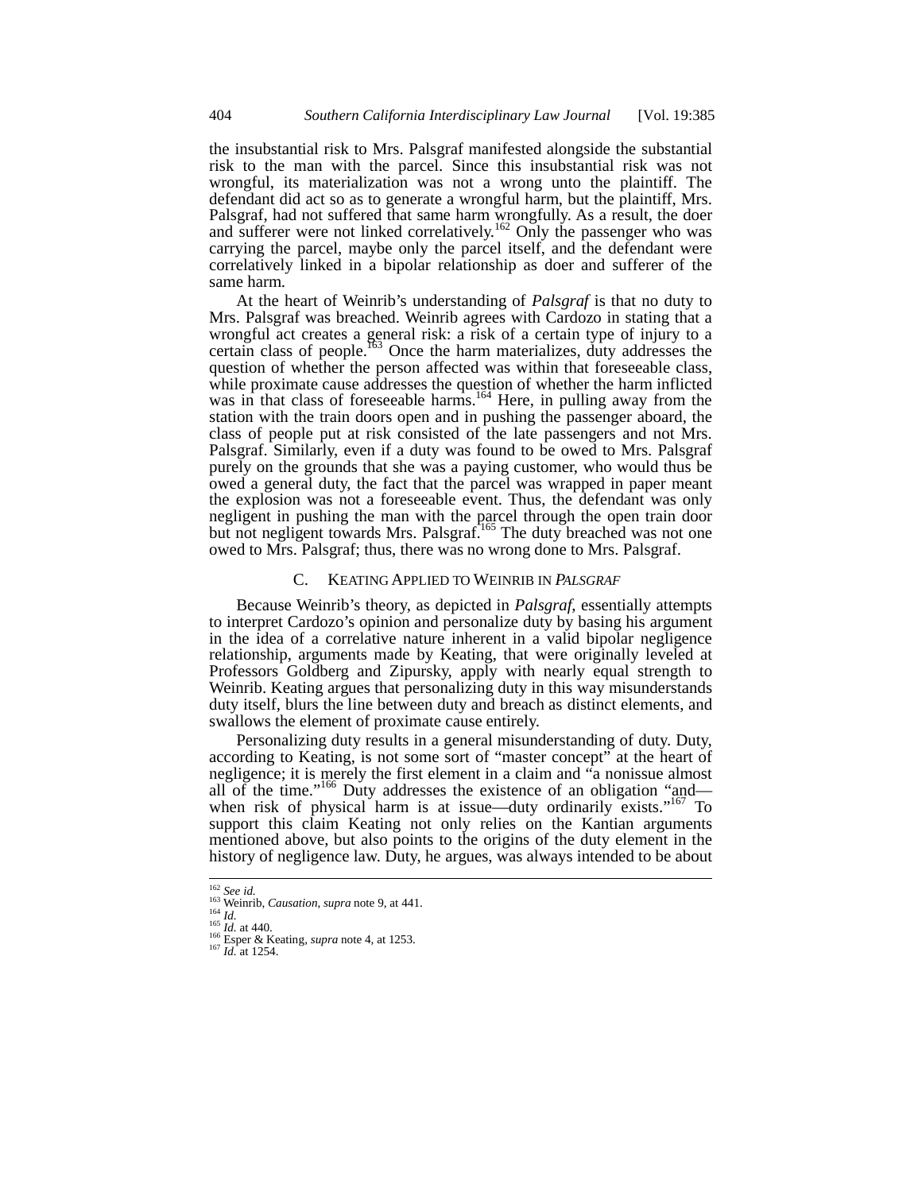the insubstantial risk to Mrs. Palsgraf manifested alongside the substantial risk to the man with the parcel. Since this insubstantial risk was not wrongful, its materialization was not a wrong unto the plaintiff. The defendant did act so as to generate a wrongful harm, but the plaintiff, Mrs. Palsgraf, had not suffered that same harm wrongfully. As a result, the doer and sufferer were not linked correlatively.[162] Only the passenger who was carrying the parcel, maybe only the parcel itself, and the defendant were correlatively linked in a bipolar relationship as doer and sufferer of the same harm.

At the heart of Weinrib's understanding of *Palsgraf* is that no duty to Mrs. Palsgraf was breached. Weinrib agrees with Cardozo in stating that a wrongful act creates a general risk: a risk of a certain type of injury to a certain class of people.[163] Once the harm materializes, duty addresses the question of whether the person affected was within that foreseeable class, while proximate cause addresses the question of whether the harm inflicted was in that class of foreseeable harms.[164] Here, in pulling away from the station with the train doors open and in pushing the passenger aboard, the class of people put at risk consisted of the late passengers and not Mrs. Palsgraf. Similarly, even if a duty was found to be owed to Mrs. Palsgraf purely on the grounds that she was a paying customer, who would thus be owed a general duty, the fact that the parcel was wrapped in paper meant the explosion was not a foreseeable event. Thus, the defendant was only negligent in pushing the man with the parcel through the open train door but not negligent towards Mrs. Palsgraf.[165] The duty breached was not one owed to Mrs. Palsgraf; thus, there was no wrong done to Mrs. Palsgraf.

### C. Keating Applied to Weinrib in *Palsgraf*

Because Weinrib's theory, as depicted in *Palsgraf*, essentially attempts to interpret Cardozo's opinion and personalize duty by basing his argument in the idea of a correlative nature inherent in a valid bipolar negligence relationship, arguments made by Keating, that were originally leveled at Professors Goldberg and Zipursky, apply with nearly equal strength to Weinrib. Keating argues that personalizing duty in this way misunderstands duty itself, blurs the line between duty and breach as distinct elements, and swallows the element of proximate cause entirely.

Personalizing duty results in a general misunderstanding of duty. Duty, according to Keating, is not some sort of "master concept" at the heart of negligence; it is merely the first element in a claim and "a nonissue almost all of the time."[166] Duty addresses the existence of an obligation "and—when risk of physical harm is at issue—duty ordinarily exists."[167] To support this claim Keating not only relies on the Kantian arguments mentioned above, but also points to the origins of the duty element in the history of negligence law. Duty, he argues, was always intended to be about

---

[162] *See id.*
[163] Weinrib, *Causation*, *supra* note 9, at 441.
[164] *Id.*
[165] *Id.* at 440.
[166] Esper & Keating, *supra* note 4, at 1253.
[167] *Id.* at 1254.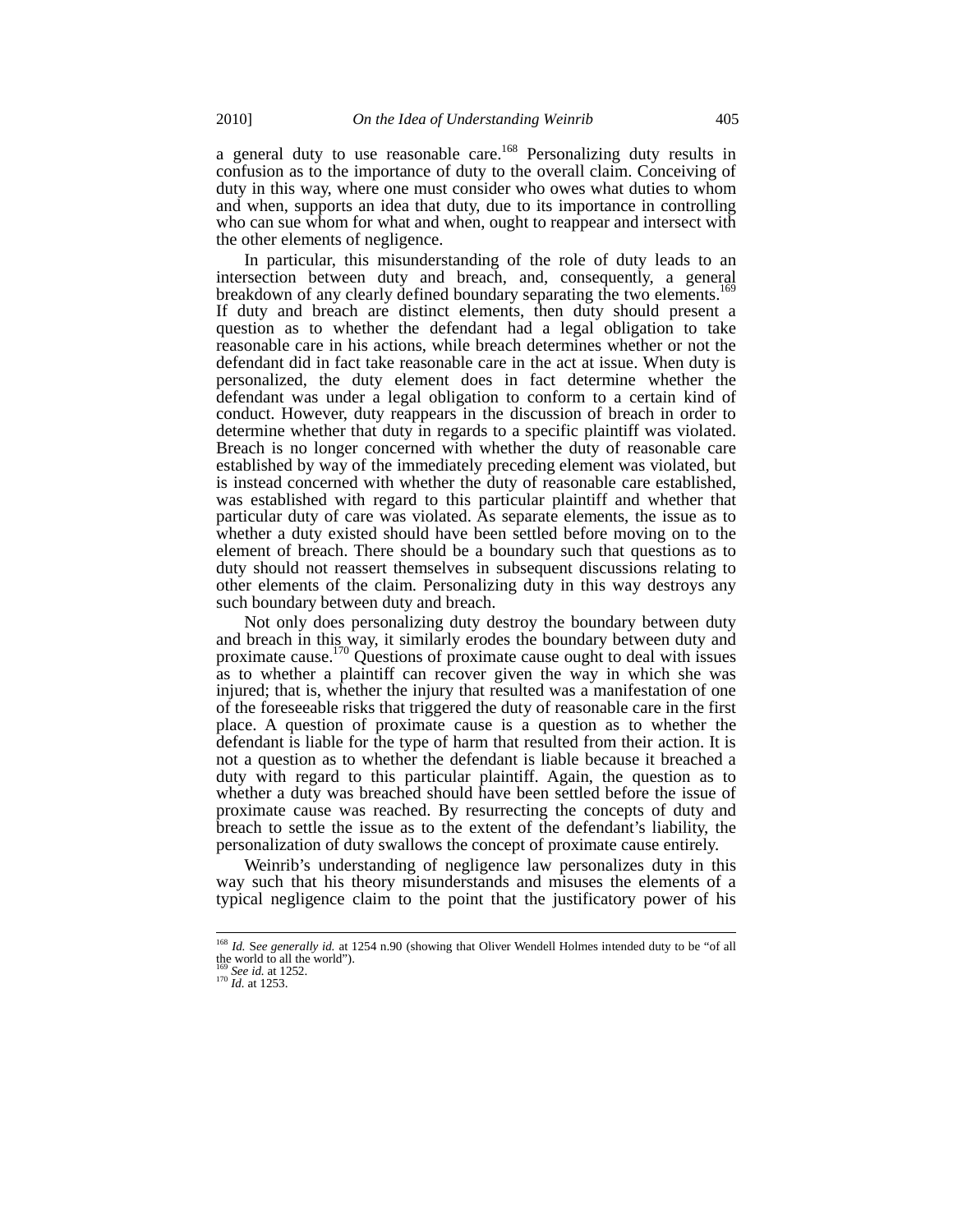a general duty to use reasonable care.[168] Personalizing duty results in confusion as to the importance of duty to the overall claim. Conceiving of duty in this way, where one must consider who owes what duties to whom and when, supports an idea that duty, due to its importance in controlling who can sue whom for what and when, ought to reappear and intersect with the other elements of negligence.

In particular, this misunderstanding of the role of duty leads to an intersection between duty and breach, and, consequently, a general breakdown of any clearly defined boundary separating the two elements.[169] If duty and breach are distinct elements, then duty should present a question as to whether the defendant had a legal obligation to take reasonable care in his actions, while breach determines whether or not the defendant did in fact take reasonable care in the act at issue. When duty is personalized, the duty element does in fact determine whether the defendant was under a legal obligation to conform to a certain kind of conduct. However, duty reappears in the discussion of breach in order to determine whether that duty in regards to a specific plaintiff was violated. Breach is no longer concerned with whether the duty of reasonable care established by way of the immediately preceding element was violated, but is instead concerned with whether the duty of reasonable care established, was established with regard to this particular plaintiff and whether that particular duty of care was violated. As separate elements, the issue as to whether a duty existed should have been settled before moving on to the element of breach. There should be a boundary such that questions as to duty should not reassert themselves in subsequent discussions relating to other elements of the claim. Personalizing duty in this way destroys any such boundary between duty and breach.

Not only does personalizing duty destroy the boundary between duty and breach in this way, it similarly erodes the boundary between duty and proximate cause.[170] Questions of proximate cause ought to deal with issues as to whether a plaintiff can recover given the way in which she was injured; that is, whether the injury that resulted was a manifestation of one of the foreseeable risks that triggered the duty of reasonable care in the first place. A question of proximate cause is a question as to whether the defendant is liable for the type of harm that resulted from their action. It is not a question as to whether the defendant is liable because it breached a duty with regard to this particular plaintiff. Again, the question as to whether a duty was breached should have been settled before the issue of proximate cause was reached. By resurrecting the concepts of duty and breach to settle the issue as to the extent of the defendant's liability, the personalization of duty swallows the concept of proximate cause entirely.

Weinrib's understanding of negligence law personalizes duty in this way such that his theory misunderstands and misuses the elements of a typical negligence claim to the point that the justificatory power of his

---

[168] *Id.* S*ee generally id.* at 1254 n.90 (showing that Oliver Wendell Holmes intended duty to be "of all the world to all the world").

[169] *See id.* at 1252.

[170] *Id.* at 1253.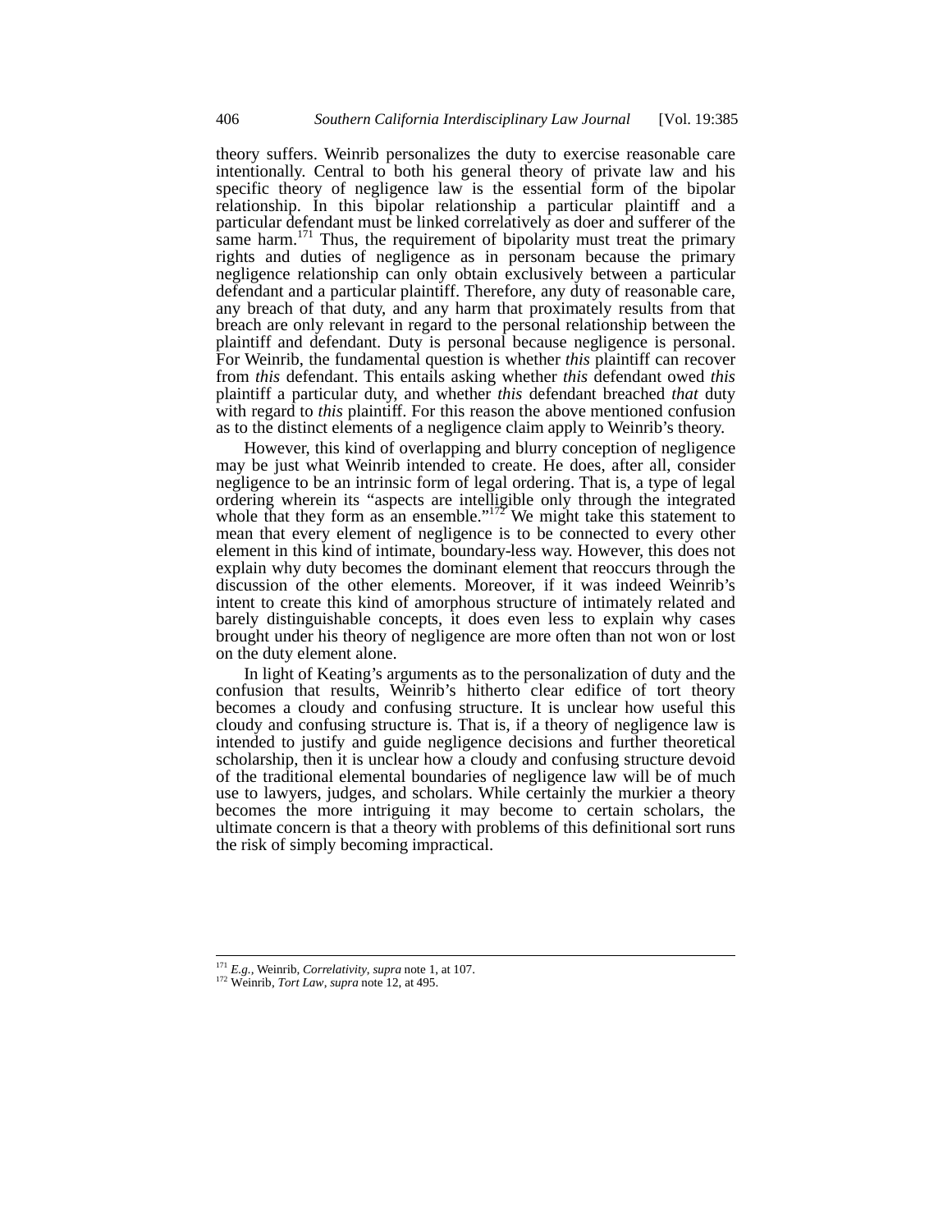theory suffers. Weinrib personalizes the duty to exercise reasonable care intentionally. Central to both his general theory of private law and his specific theory of negligence law is the essential form of the bipolar relationship. In this bipolar relationship a particular plaintiff and a particular defendant must be linked correlatively as doer and sufferer of the same harm.[171] Thus, the requirement of bipolarity must treat the primary rights and duties of negligence as in personam because the primary negligence relationship can only obtain exclusively between a particular defendant and a particular plaintiff. Therefore, any duty of reasonable care, any breach of that duty, and any harm that proximately results from that breach are only relevant in regard to the personal relationship between the plaintiff and defendant. Duty is personal because negligence is personal. For Weinrib, the fundamental question is whether *this* plaintiff can recover from *this* defendant. This entails asking whether *this* defendant owed *this* plaintiff a particular duty, and whether *this* defendant breached *that* duty with regard to *this* plaintiff. For this reason the above mentioned confusion as to the distinct elements of a negligence claim apply to Weinrib's theory.

However, this kind of overlapping and blurry conception of negligence may be just what Weinrib intended to create. He does, after all, consider negligence to be an intrinsic form of legal ordering. That is, a type of legal ordering wherein its "aspects are intelligible only through the integrated whole that they form as an ensemble."[172] We might take this statement to mean that every element of negligence is to be connected to every other element in this kind of intimate, boundary-less way. However, this does not explain why duty becomes the dominant element that reoccurs through the discussion of the other elements. Moreover, if it was indeed Weinrib's intent to create this kind of amorphous structure of intimately related and barely distinguishable concepts, it does even less to explain why cases brought under his theory of negligence are more often than not won or lost on the duty element alone.

In light of Keating's arguments as to the personalization of duty and the confusion that results, Weinrib's hitherto clear edifice of tort theory becomes a cloudy and confusing structure. It is unclear how useful this cloudy and confusing structure is. That is, if a theory of negligence law is intended to justify and guide negligence decisions and further theoretical scholarship, then it is unclear how a cloudy and confusing structure devoid of the traditional elemental boundaries of negligence law will be of much use to lawyers, judges, and scholars. While certainly the murkier a theory becomes the more intriguing it may become to certain scholars, the ultimate concern is that a theory with problems of this definitional sort runs the risk of simply becoming impractical.

---

[171] *E.g.*, Weinrib, *Correlativity*, *supra* note 1, at 107.

[172] Weinrib, *Tort Law*, *supra* note 12, at 495.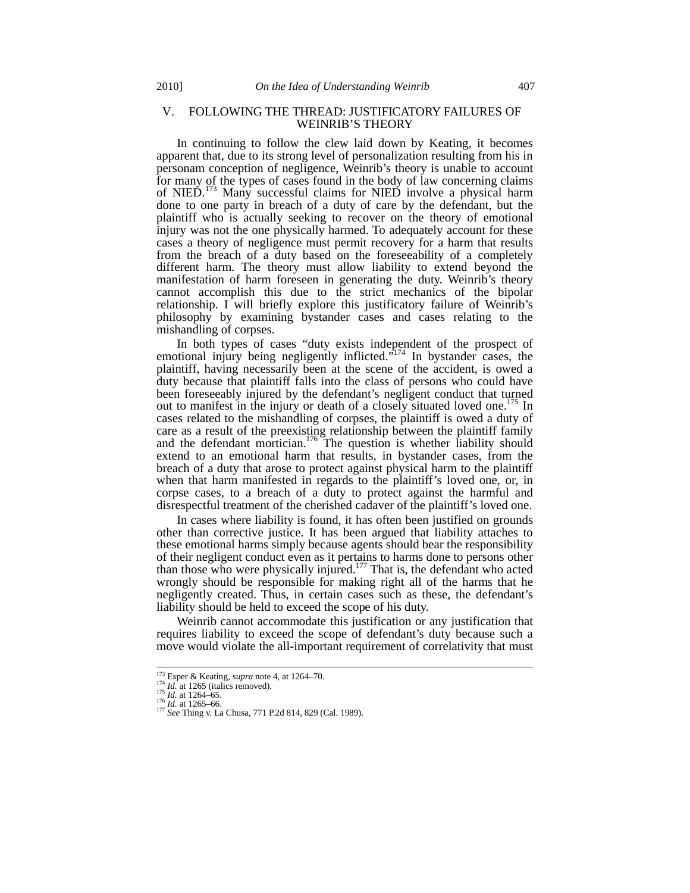## V. FOLLOWING THE THREAD: JUSTIFICATORY FAILURES OF WEINRIB'S THEORY

In continuing to follow the clew laid down by Keating, it becomes apparent that, due to its strong level of personalization resulting from his in personam conception of negligence, Weinrib's theory is unable to account for many of the types of cases found in the body of law concerning claims of NIED.[173] Many successful claims for NIED involve a physical harm done to one party in breach of a duty of care by the defendant, but the plaintiff who is actually seeking to recover on the theory of emotional injury was not the one physically harmed. To adequately account for these cases a theory of negligence must permit recovery for a harm that results from the breach of a duty based on the foreseeability of a completely different harm. The theory must allow liability to extend beyond the manifestation of harm foreseen in generating the duty. Weinrib's theory cannot accomplish this due to the strict mechanics of the bipolar relationship. I will briefly explore this justificatory failure of Weinrib's philosophy by examining bystander cases and cases relating to the mishandling of corpses.

In both types of cases "duty exists independent of the prospect of emotional injury being negligently inflicted."[174] In bystander cases, the plaintiff, having necessarily been at the scene of the accident, is owed a duty because that plaintiff falls into the class of persons who could have been foreseeably injured by the defendant's negligent conduct that turned out to manifest in the injury or death of a closely situated loved one.[175] In cases related to the mishandling of corpses, the plaintiff is owed a duty of care as a result of the preexisting relationship between the plaintiff family and the defendant mortician.[176] The question is whether liability should extend to an emotional harm that results, in bystander cases, from the breach of a duty that arose to protect against physical harm to the plaintiff when that harm manifested in regards to the plaintiff's loved one, or, in corpse cases, to a breach of a duty to protect against the harmful and disrespectful treatment of the cherished cadaver of the plaintiff's loved one.

In cases where liability is found, it has often been justified on grounds other than corrective justice. It has been argued that liability attaches to these emotional harms simply because agents should bear the responsibility of their negligent conduct even as it pertains to harms done to persons other than those who were physically injured.[177] That is, the defendant who acted wrongly should be responsible for making right all of the harms that he negligently created. Thus, in certain cases such as these, the defendant's liability should be held to exceed the scope of his duty.

Weinrib cannot accommodate this justification or any justification that requires liability to exceed the scope of defendant's duty because such a move would violate the all-important requirement of correlativity that must

---

[173] Esper & Keating, *supra* note 4, at 1264–70.
[174] *Id.* at 1265 (italics removed).
[175] *Id.* at 1264–65.
[176] *Id.* at 1265–66.
[177] *See* Thing v. La Chusa, 771 P.2d 814, 829 (Cal. 1989).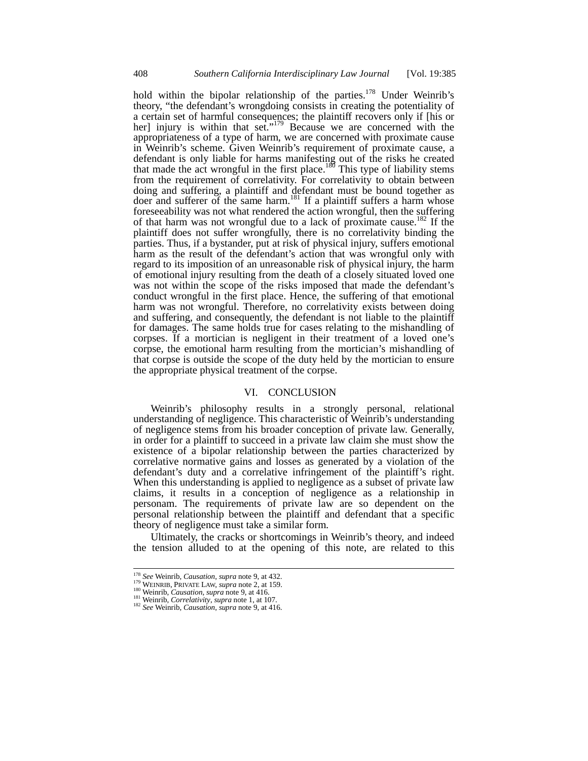hold within the bipolar relationship of the parties.[178] Under Weinrib's theory, "the defendant's wrongdoing consists in creating the potentiality of a certain set of harmful consequences; the plaintiff recovers only if [his or her] injury is within that set."[179] Because we are concerned with the appropriateness of a type of harm, we are concerned with proximate cause in Weinrib's scheme. Given Weinrib's requirement of proximate cause, a defendant is only liable for harms manifesting out of the risks he created that made the act wrongful in the first place.[180] This type of liability stems from the requirement of correlativity. For correlativity to obtain between doing and suffering, a plaintiff and defendant must be bound together as doer and sufferer of the same harm.[181] If a plaintiff suffers a harm whose foreseeability was not what rendered the action wrongful, then the suffering of that harm was not wrongful due to a lack of proximate cause.[182] If the plaintiff does not suffer wrongfully, there is no correlativity binding the parties. Thus, if a bystander, put at risk of physical injury, suffers emotional harm as the result of the defendant's action that was wrongful only with regard to its imposition of an unreasonable risk of physical injury, the harm of emotional injury resulting from the death of a closely situated loved one was not within the scope of the risks imposed that made the defendant's conduct wrongful in the first place. Hence, the suffering of that emotional harm was not wrongful. Therefore, no correlativity exists between doing and suffering, and consequently, the defendant is not liable to the plaintiff for damages. The same holds true for cases relating to the mishandling of corpses. If a mortician is negligent in their treatment of a loved one's corpse, the emotional harm resulting from the mortician's mishandling of that corpse is outside the scope of the duty held by the mortician to ensure the appropriate physical treatment of the corpse.

## VI. CONCLUSION

Weinrib's philosophy results in a strongly personal, relational understanding of negligence. This characteristic of Weinrib's understanding of negligence stems from his broader conception of private law. Generally, in order for a plaintiff to succeed in a private law claim she must show the existence of a bipolar relationship between the parties characterized by correlative normative gains and losses as generated by a violation of the defendant's duty and a correlative infringement of the plaintiff's right. When this understanding is applied to negligence as a subset of private law claims, it results in a conception of negligence as a relationship in personam. The requirements of private law are so dependent on the personal relationship between the plaintiff and defendant that a specific theory of negligence must take a similar form.

Ultimately, the cracks or shortcomings in Weinrib's theory, and indeed the tension alluded to at the opening of this note, are related to this

---

[178] *See* Weinrib, *Causation*, *supra* note 9, at 432.
[179] WEINRIB, PRIVATE LAW, *supra* note 2, at 159.
[180] Weinrib, *Causation*, *supra* note 9, at 416.
[181] Weinrib, *Correlativity*, *supra* note 1, at 107.
[182] *See* Weinrib, *Causation*, *supra* note 9, at 416.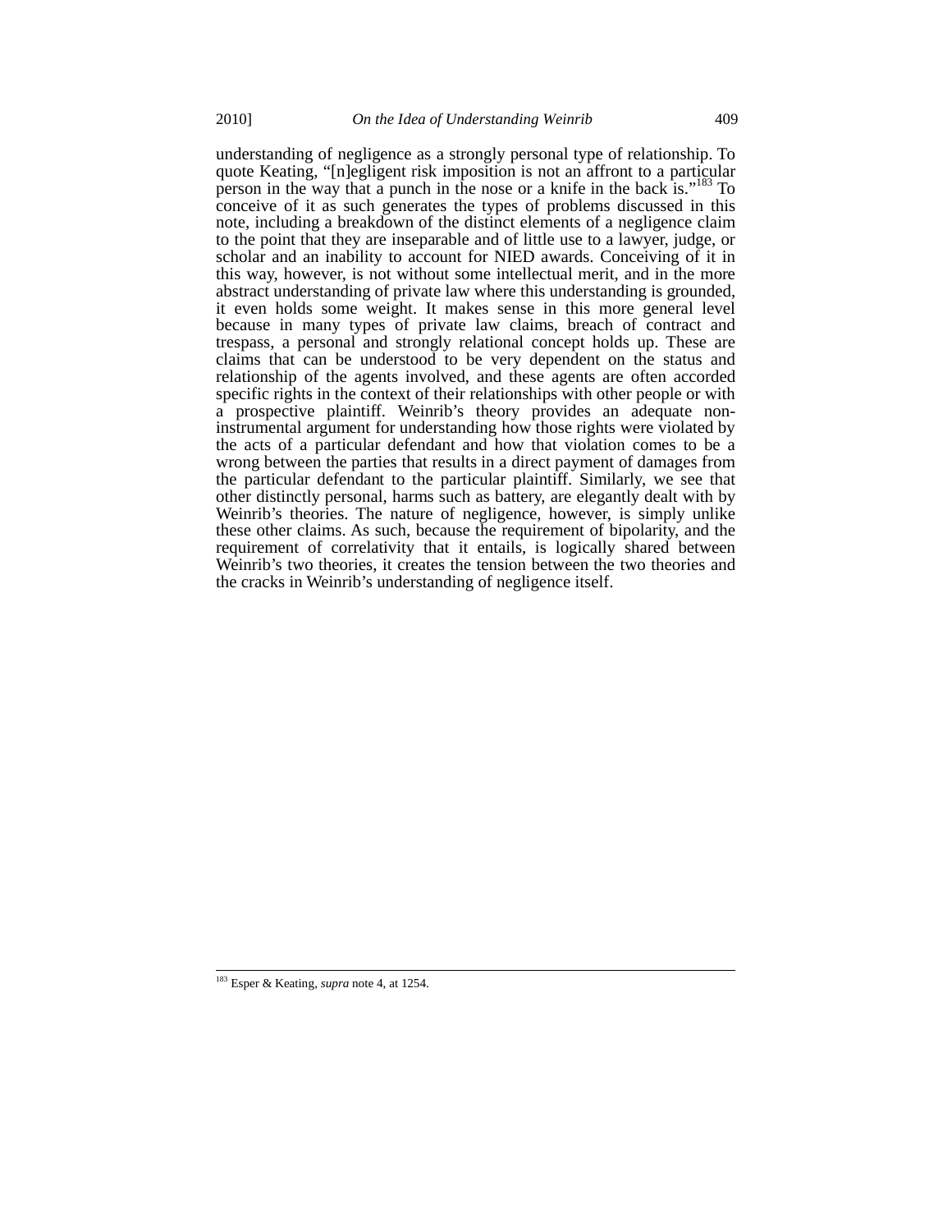understanding of negligence as a strongly personal type of relationship. To quote Keating, "[n]egligent risk imposition is not an affront to a particular person in the way that a punch in the nose or a knife in the back is."[183] To conceive of it as such generates the types of problems discussed in this note, including a breakdown of the distinct elements of a negligence claim to the point that they are inseparable and of little use to a lawyer, judge, or scholar and an inability to account for NIED awards. Conceiving of it in this way, however, is not without some intellectual merit, and in the more abstract understanding of private law where this understanding is grounded, it even holds some weight. It makes sense in this more general level because in many types of private law claims, breach of contract and trespass, a personal and strongly relational concept holds up. These are claims that can be understood to be very dependent on the status and relationship of the agents involved, and these agents are often accorded specific rights in the context of their relationships with other people or with a prospective plaintiff. Weinrib's theory provides an adequate non-instrumental argument for understanding how those rights were violated by the acts of a particular defendant and how that violation comes to be a wrong between the parties that results in a direct payment of damages from the particular defendant to the particular plaintiff. Similarly, we see that other distinctly personal, harms such as battery, are elegantly dealt with by Weinrib's theories. The nature of negligence, however, is simply unlike these other claims. As such, because the requirement of bipolarity, and the requirement of correlativity that it entails, is logically shared between Weinrib's two theories, it creates the tension between the two theories and the cracks in Weinrib's understanding of negligence itself.

[183] Esper & Keating, *supra* note 4, at 1254.